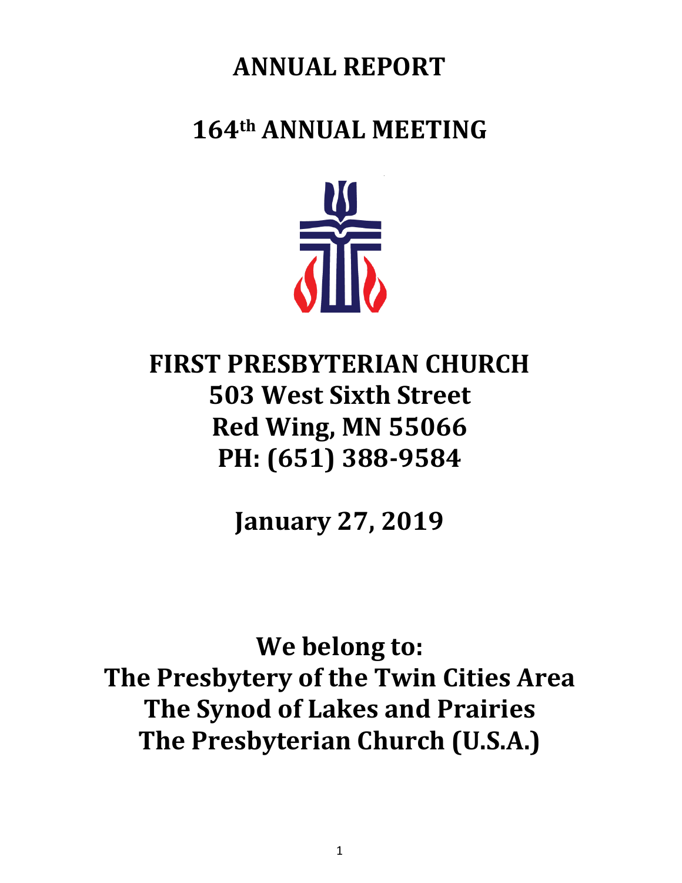# ANNUAL REPORT

# 164th ANNUAL MEETING

# FIRST PRESBYTERIAN CHURCH
# 503 West Sixth Street
# Red Wing, MN 55066
# PH: (651) 388-9584

# January 27, 2019

# We belong to:
# The Presbytery of the Twin Cities Area
# The Synod of Lakes and Prairies
# The Presbyterian Church (U.S.A.)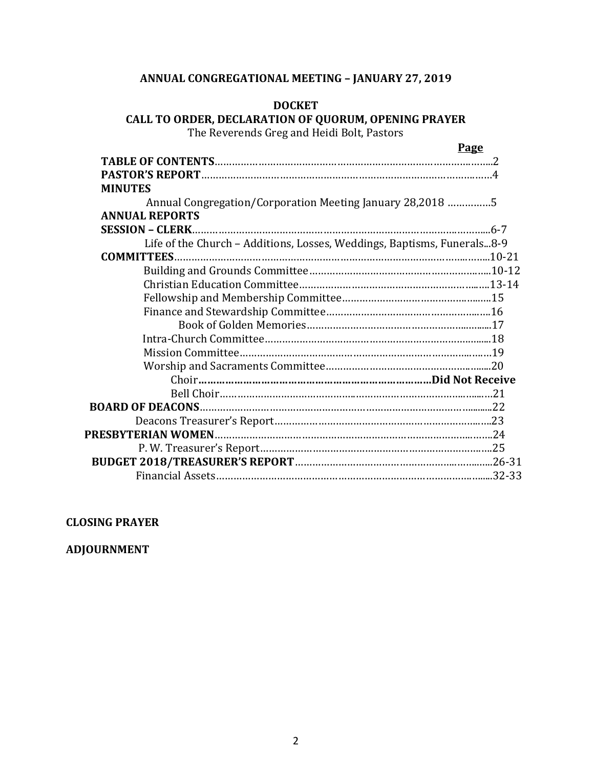## ANNUAL CONGREGATIONAL MEETING – JANUARY 27, 2019

### DOCKET

### CALL TO ORDER, DECLARATION OF QUORUM, OPENING PRAYER

The Reverends Greg and Heidi Bolt, Pastors

| | Page |
|---|---|
| **TABLE OF CONTENTS** | 2 |
| **PASTOR'S REPORT** | 4 |
| **MINUTES** | |
| Annual Congregation/Corporation Meeting January 28,2018 | 5 |
| **ANNUAL REPORTS** | |
| **SESSION – CLERK** | 6-7 |
| Life of the Church – Additions, Losses, Weddings, Baptisms, Funerals | 8-9 |
| **COMMITTEES** | 10-21 |
| Building and Grounds Committee | 10-12 |
| Christian Education Committee | 13-14 |
| Fellowship and Membership Committee | 15 |
| Finance and Stewardship Committee | 16 |
| Book of Golden Memories | 17 |
| Intra-Church Committee | 18 |
| Mission Committee | 19 |
| Worship and Sacraments Committee | 20 |
| Choir | **Did Not Receive** |
| Bell Choir | 21 |
| **BOARD OF DEACONS** | 22 |
| Deacons Treasurer's Report | 23 |
| **PRESBYTERIAN WOMEN** | 24 |
| P. W. Treasurer's Report | 25 |
| **BUDGET 2018/TREASURER'S REPORT** | 26-31 |
| Financial Assets | 32-33 |

**CLOSING PRAYER**

**ADJOURNMENT**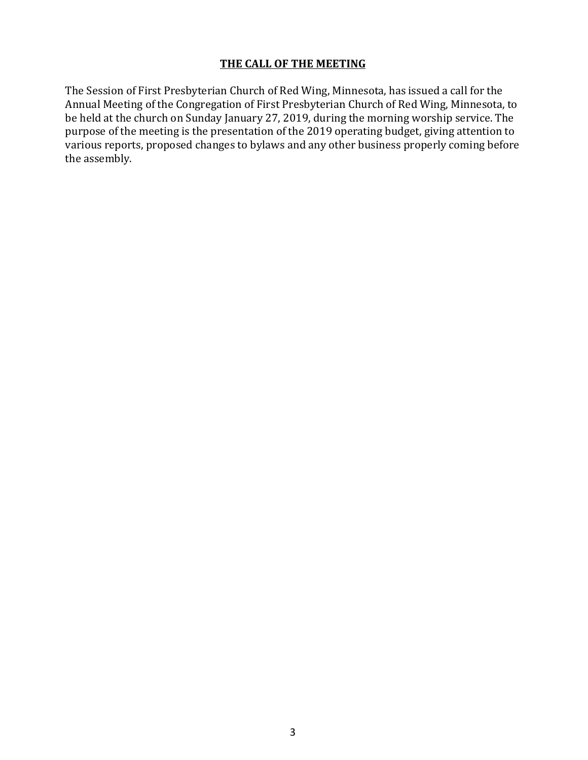## **THE CALL OF THE MEETING**

The Session of First Presbyterian Church of Red Wing, Minnesota, has issued a call for the Annual Meeting of the Congregation of First Presbyterian Church of Red Wing, Minnesota, to be held at the church on Sunday January 27, 2019, during the morning worship service. The purpose of the meeting is the presentation of the 2019 operating budget, giving attention to various reports, proposed changes to bylaws and any other business properly coming before the assembly.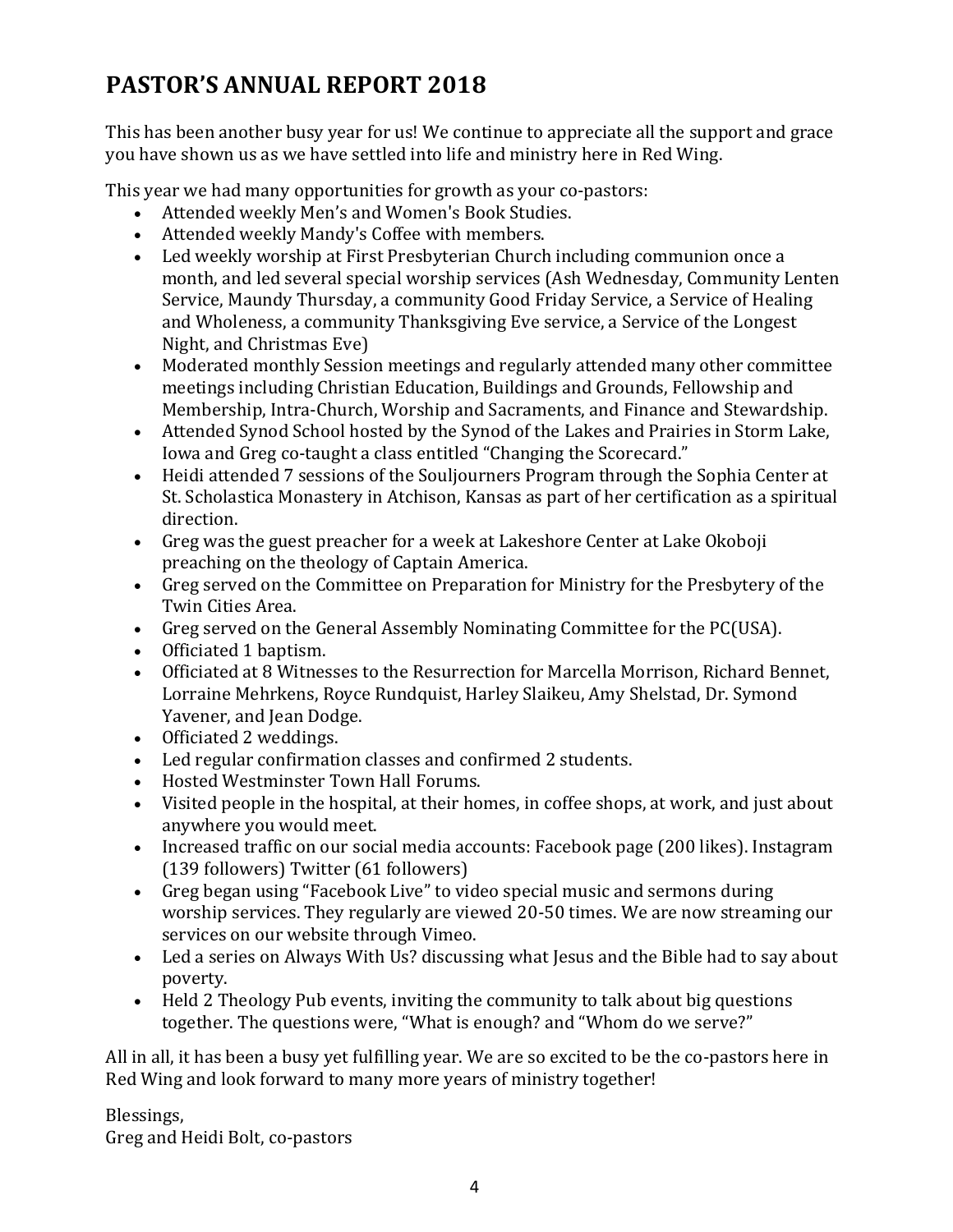# PASTOR'S ANNUAL REPORT 2018

This has been another busy year for us! We continue to appreciate all the support and grace you have shown us as we have settled into life and ministry here in Red Wing.

This year we had many opportunities for growth as your co-pastors:

- Attended weekly Men's and Women's Book Studies.
- Attended weekly Mandy's Coffee with members.
- Led weekly worship at First Presbyterian Church including communion once a month, and led several special worship services (Ash Wednesday, Community Lenten Service, Maundy Thursday, a community Good Friday Service, a Service of Healing and Wholeness, a community Thanksgiving Eve service, a Service of the Longest Night, and Christmas Eve)
- Moderated monthly Session meetings and regularly attended many other committee meetings including Christian Education, Buildings and Grounds, Fellowship and Membership, Intra-Church, Worship and Sacraments, and Finance and Stewardship.
- Attended Synod School hosted by the Synod of the Lakes and Prairies in Storm Lake, Iowa and Greg co-taught a class entitled "Changing the Scorecard."
- Heidi attended 7 sessions of the Souljourners Program through the Sophia Center at St. Scholastica Monastery in Atchison, Kansas as part of her certification as a spiritual direction.
- Greg was the guest preacher for a week at Lakeshore Center at Lake Okoboji preaching on the theology of Captain America.
- Greg served on the Committee on Preparation for Ministry for the Presbytery of the Twin Cities Area.
- Greg served on the General Assembly Nominating Committee for the PC(USA).
- Officiated 1 baptism.
- Officiated at 8 Witnesses to the Resurrection for Marcella Morrison, Richard Bennet, Lorraine Mehrkens, Royce Rundquist, Harley Slaikeu, Amy Shelstad, Dr. Symond Yavener, and Jean Dodge.
- Officiated 2 weddings.
- Led regular confirmation classes and confirmed 2 students.
- Hosted Westminster Town Hall Forums.
- Visited people in the hospital, at their homes, in coffee shops, at work, and just about anywhere you would meet.
- Increased traffic on our social media accounts: Facebook page (200 likes). Instagram (139 followers) Twitter (61 followers)
- Greg began using "Facebook Live" to video special music and sermons during worship services. They regularly are viewed 20-50 times. We are now streaming our services on our website through Vimeo.
- Led a series on Always With Us? discussing what Jesus and the Bible had to say about poverty.
- Held 2 Theology Pub events, inviting the community to talk about big questions together. The questions were, "What is enough? and "Whom do we serve?"

All in all, it has been a busy yet fulfilling year. We are so excited to be the co-pastors here in Red Wing and look forward to many more years of ministry together!

Blessings,
Greg and Heidi Bolt, co-pastors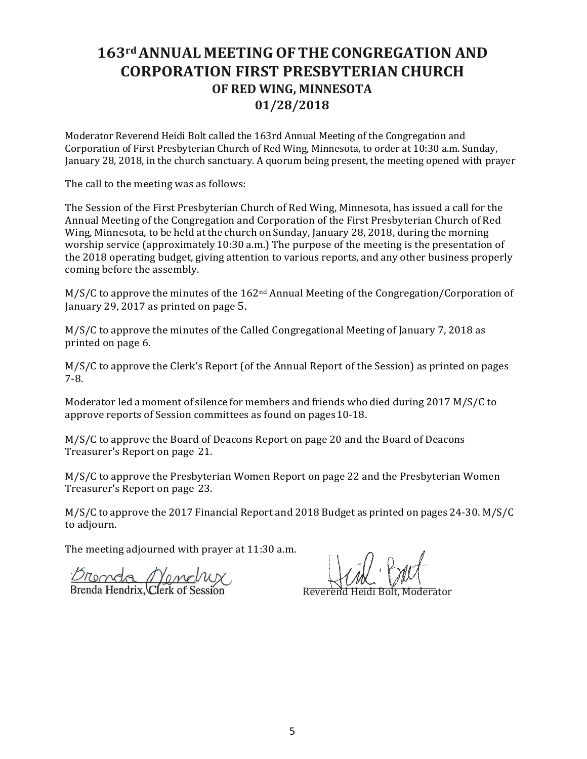# 163rd ANNUAL MEETING OF THE CONGREGATION AND CORPORATION FIRST PRESBYTERIAN CHURCH

## OF RED WING, MINNESOTA

## 01/28/2018

Moderator Reverend Heidi Bolt called the 163rd Annual Meeting of the Congregation and Corporation of First Presbyterian Church of Red Wing, Minnesota, to order at 10:30 a.m. Sunday, January 28, 2018, in the church sanctuary. A quorum being present, the meeting opened with prayer

The call to the meeting was as follows:

The Session of the First Presbyterian Church of Red Wing, Minnesota, has issued a call for the Annual Meeting of the Congregation and Corporation of the First Presbyterian Church of Red Wing, Minnesota, to be held at the church on Sunday, January 28, 2018, during the morning worship service (approximately 10:30 a.m.) The purpose of the meeting is the presentation of the 2018 operating budget, giving attention to various reports, and any other business properly coming before the assembly.

M/S/C to approve the minutes of the 162nd Annual Meeting of the Congregation/Corporation of January 29, 2017 as printed on page 5.

M/S/C to approve the minutes of the Called Congregational Meeting of January 7, 2018 as printed on page 6.

M/S/C to approve the Clerk's Report (of the Annual Report of the Session) as printed on pages 7-8.

Moderator led a moment of silence for members and friends who died during 2017 M/S/C to approve reports of Session committees as found on pages 10-18.

M/S/C to approve the Board of Deacons Report on page 20 and the Board of Deacons Treasurer's Report on page 21.

M/S/C to approve the Presbyterian Women Report on page 22 and the Presbyterian Women Treasurer's Report on page 23.

M/S/C to approve the 2017 Financial Report and 2018 Budget as printed on pages 24-30. M/S/C to adjourn.

The meeting adjourned with prayer at 11:30 a.m.

Brenda Hendrix, Clerk of Session

Reverend Heidi Bolt, Moderator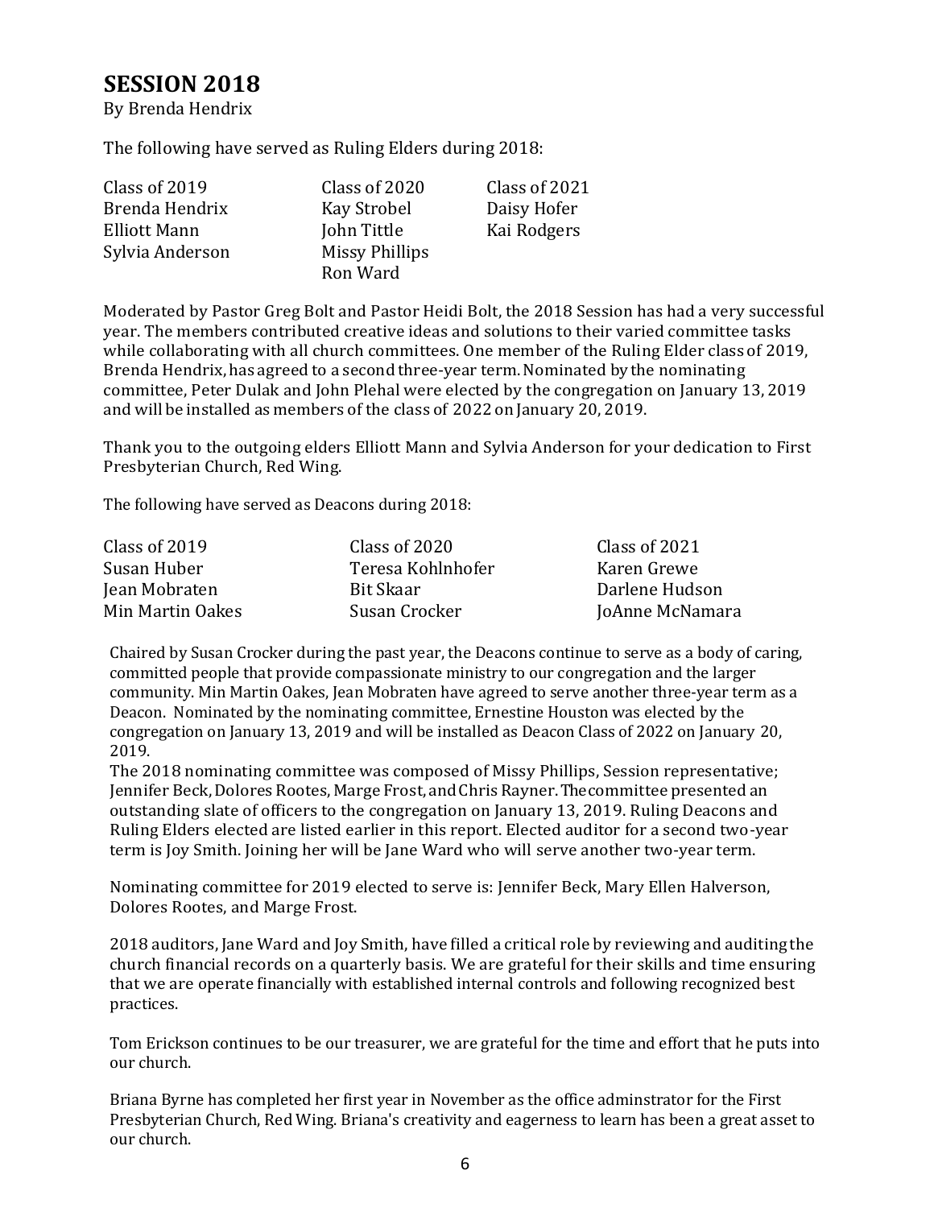## SESSION 2018

By Brenda Hendrix

The following have served as Ruling Elders during 2018:

| Class of 2019 | Class of 2020 | Class of 2021 |
|---|---|---|
| Brenda Hendrix | Kay Strobel | Daisy Hofer |
| Elliott Mann | John Tittle | Kai Rodgers |
| Sylvia Anderson | Missy Phillips | |
| | Ron Ward | |

Moderated by Pastor Greg Bolt and Pastor Heidi Bolt, the 2018 Session has had a very successful year. The members contributed creative ideas and solutions to their varied committee tasks while collaborating with all church committees. One member of the Ruling Elder class of 2019, Brenda Hendrix, has agreed to a second three-year term. Nominated by the nominating committee, Peter Dulak and John Plehal were elected by the congregation on January 13, 2019 and will be installed as members of the class of 2022 on January 20, 2019.

Thank you to the outgoing elders Elliott Mann and Sylvia Anderson for your dedication to First Presbyterian Church, Red Wing.

The following have served as Deacons during 2018:

| Class of 2019 | Class of 2020 | Class of 2021 |
|---|---|---|
| Susan Huber | Teresa Kohlnhofer | Karen Grewe |
| Jean Mobraten | Bit Skaar | Darlene Hudson |
| Min Martin Oakes | Susan Crocker | JoAnne McNamara |

Chaired by Susan Crocker during the past year, the Deacons continue to serve as a body of caring, committed people that provide compassionate ministry to our congregation and the larger community. Min Martin Oakes, Jean Mobraten have agreed to serve another three-year term as a Deacon. Nominated by the nominating committee, Ernestine Houston was elected by the congregation on January 13, 2019 and will be installed as Deacon Class of 2022 on January 20, 2019.

The 2018 nominating committee was composed of Missy Phillips, Session representative; Jennifer Beck, Dolores Rootes, Marge Frost, and Chris Rayner. The committee presented an outstanding slate of officers to the congregation on January 13, 2019. Ruling Deacons and Ruling Elders elected are listed earlier in this report. Elected auditor for a second two-year term is Joy Smith. Joining her will be Jane Ward who will serve another two-year term.

Nominating committee for 2019 elected to serve is: Jennifer Beck, Mary Ellen Halverson, Dolores Rootes, and Marge Frost.

2018 auditors, Jane Ward and Joy Smith, have filled a critical role by reviewing and auditing the church financial records on a quarterly basis. We are grateful for their skills and time ensuring that we are operate financially with established internal controls and following recognized best practices.

Tom Erickson continues to be our treasurer, we are grateful for the time and effort that he puts into our church.

Briana Byrne has completed her first year in November as the office adminstrator for the First Presbyterian Church, Red Wing. Briana's creativity and eagerness to learn has been a great asset to our church.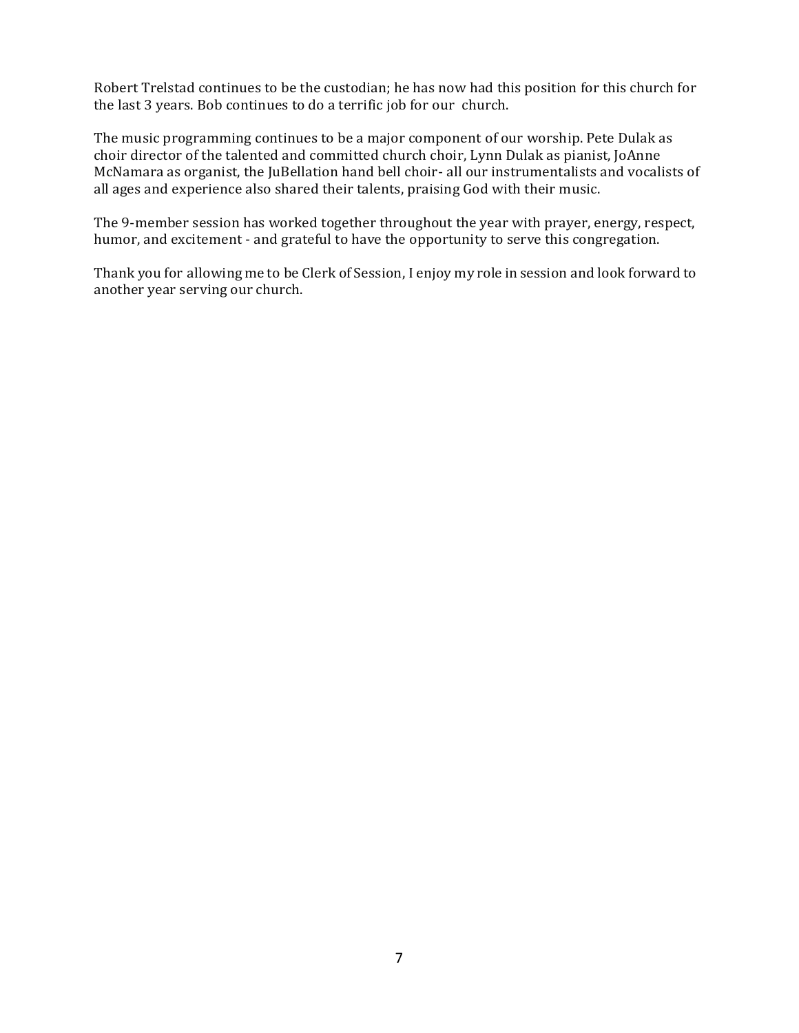Robert Trelstad continues to be the custodian; he has now had this position for this church for the last 3 years. Bob continues to do a terrific job for our church.

The music programming continues to be a major component of our worship. Pete Dulak as choir director of the talented and committed church choir, Lynn Dulak as pianist, JoAnne McNamara as organist, the JuBellation hand bell choir- all our instrumentalists and vocalists of all ages and experience also shared their talents, praising God with their music.

The 9-member session has worked together throughout the year with prayer, energy, respect, humor, and excitement - and grateful to have the opportunity to serve this congregation.

Thank you for allowing me to be Clerk of Session, I enjoy my role in session and look forward to another year serving our church.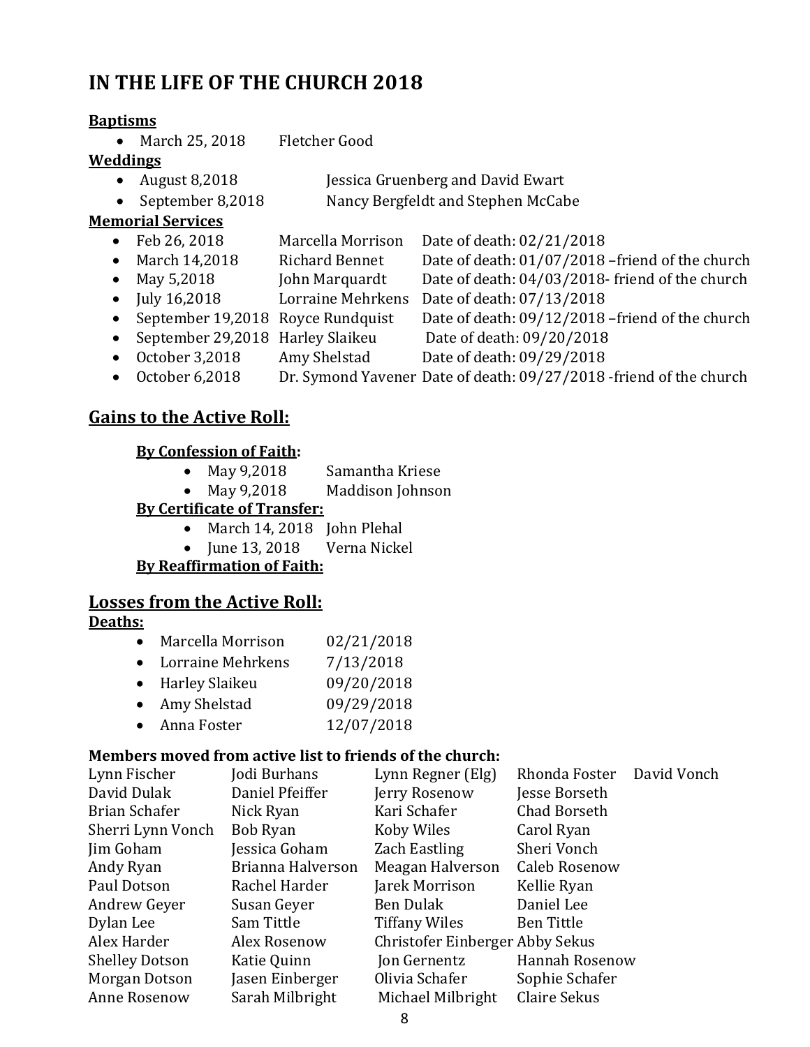# IN THE LIFE OF THE CHURCH 2018

**Baptisms**

- March 25, 2018 Fletcher Good

**Weddings**

- August 8,2018 Jessica Gruenberg and David Ewart
- September 8,2018 Nancy Bergfeldt and Stephen McCabe

**Memorial Services**

- Feb 26, 2018 Marcella Morrison Date of death: 02/21/2018
- March 14,2018 Richard Bennet Date of death: 01/07/2018 –friend of the church
- May 5,2018 John Marquardt Date of death: 04/03/2018- friend of the church
- July 16,2018 Lorraine Mehrkens Date of death: 07/13/2018
- September 19,2018 Royce Rundquist Date of death: 09/12/2018 –friend of the church
- September 29,2018 Harley Slaikeu Date of death: 09/20/2018
- October 3,2018 Amy Shelstad Date of death: 09/29/2018
- October 6,2018 Dr. Symond Yavener Date of death: 09/27/2018 -friend of the church

## Gains to the Active Roll:

**By Confession of Faith:**

- May 9,2018 Samantha Kriese
- May 9,2018 Maddison Johnson

**By Certificate of Transfer:**

- March 14, 2018 John Plehal
- June 13, 2018 Verna Nickel

**By Reaffirmation of Faith:**

## Losses from the Active Roll:

**Deaths:**

- Marcella Morrison 02/21/2018
- Lorraine Mehrkens 7/13/2018
- Harley Slaikeu 09/20/2018
- Amy Shelstad 09/29/2018
- Anna Foster 12/07/2018

**Members moved from active list to friends of the church:**

| | | | | |
|---|---|---|---|---|
| Lynn Fischer | Jodi Burhans | Lynn Regner (Elg) | Rhonda Foster | David Vonch |
| David Dulak | Daniel Pfeiffer | Jerry Rosenow | Jesse Borseth | |
| Brian Schafer | Nick Ryan | Kari Schafer | Chad Borseth | |
| Sherri Lynn Vonch | Bob Ryan | Koby Wiles | Carol Ryan | |
| Jim Goham | Jessica Goham | Zach Eastling | Sheri Vonch | |
| Andy Ryan | Brianna Halverson | Meagan Halverson | Caleb Rosenow | |
| Paul Dotson | Rachel Harder | Jarek Morrison | Kellie Ryan | |
| Andrew Geyer | Susan Geyer | Ben Dulak | Daniel Lee | |
| Dylan Lee | Sam Tittle | Tiffany Wiles | Ben Tittle | |
| Alex Harder | Alex Rosenow | Christofer Einberger | Abby Sekus | |
| Shelley Dotson | Katie Quinn | Jon Gernentz | Hannah Rosenow | |
| Morgan Dotson | Jasen Einberger | Olivia Schafer | Sophie Schafer | |
| Anne Rosenow | Sarah Milbright | Michael Milbright | Claire Sekus | |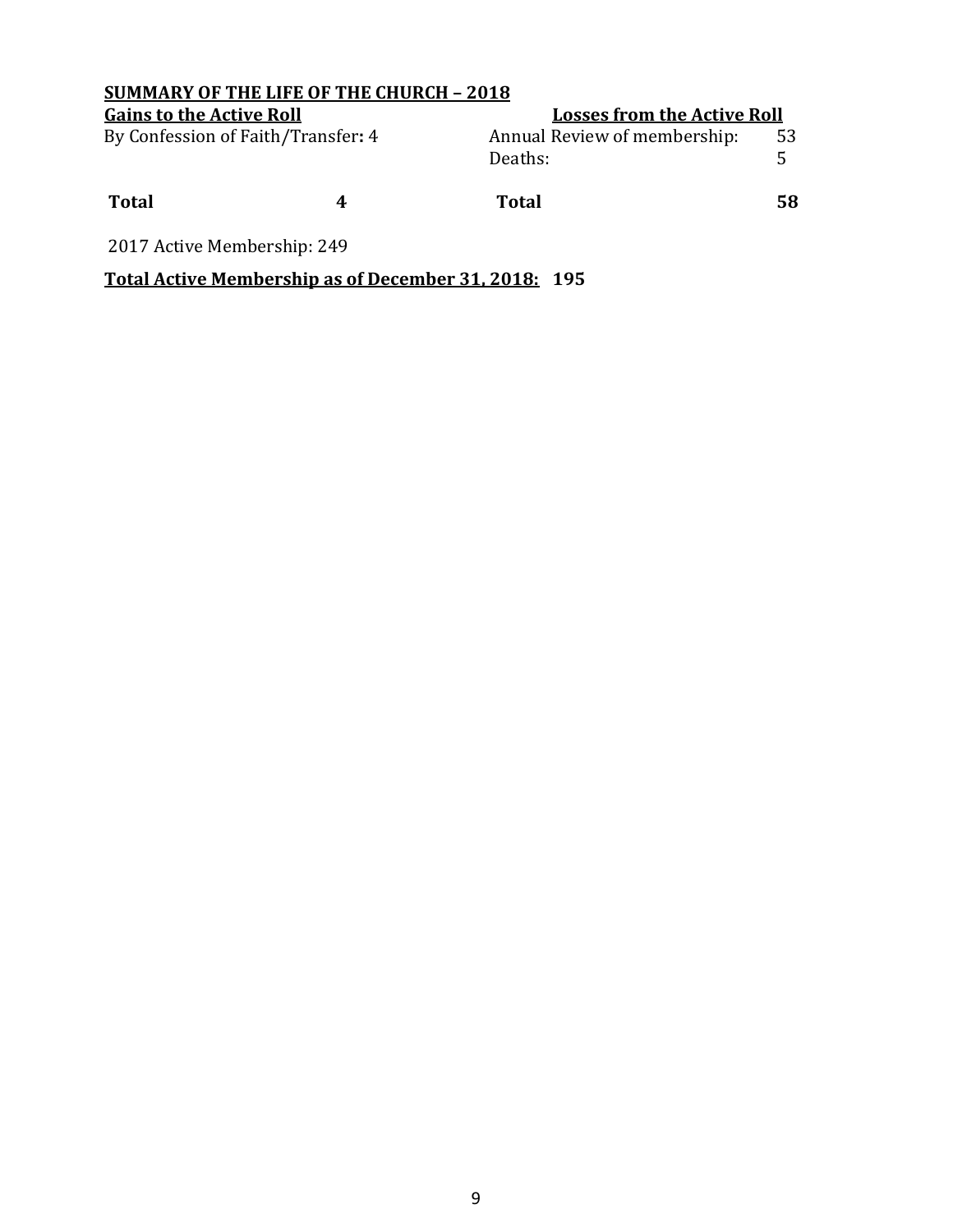## SUMMARY OF THE LIFE OF THE CHURCH – 2018

| Gains to the Active Roll | | Losses from the Active Roll | |
|---|---|---|---|
| By Confession of Faith/Transfer: 4 | | Annual Review of membership: | 53 |
| | | Deaths: | 5 |
| **Total** | **4** | **Total** | **58** |

2017 Active Membership: 249

**Total Active Membership as of December 31, 2018: 195**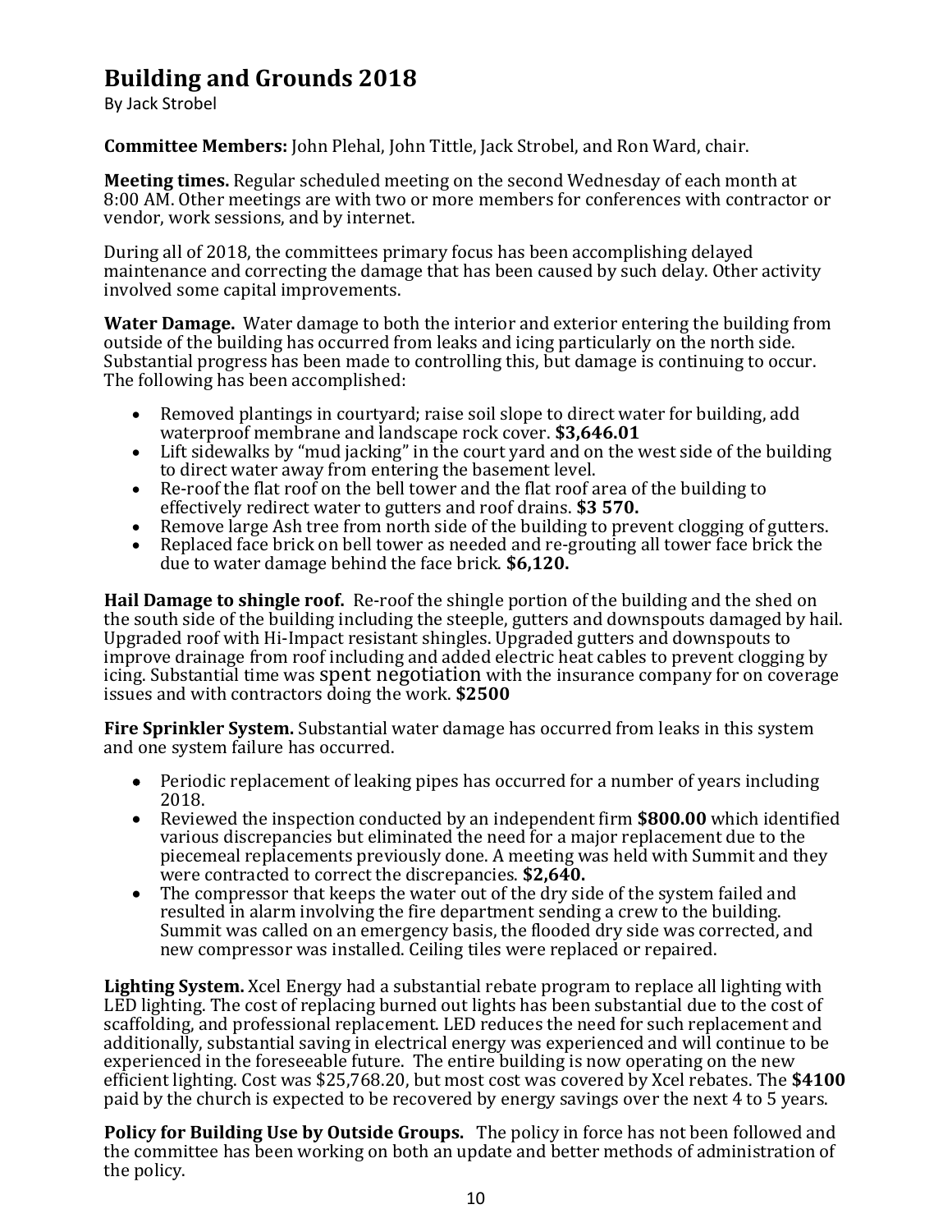# Building and Grounds 2018

By Jack Strobel

**Committee Members:** John Plehal, John Tittle, Jack Strobel, and Ron Ward, chair.

**Meeting times.** Regular scheduled meeting on the second Wednesday of each month at 8:00 AM. Other meetings are with two or more members for conferences with contractor or vendor, work sessions, and by internet.

During all of 2018, the committees primary focus has been accomplishing delayed maintenance and correcting the damage that has been caused by such delay. Other activity involved some capital improvements.

**Water Damage.** Water damage to both the interior and exterior entering the building from outside of the building has occurred from leaks and icing particularly on the north side. Substantial progress has been made to controlling this, but damage is continuing to occur. The following has been accomplished:

- Removed plantings in courtyard; raise soil slope to direct water for building, add waterproof membrane and landscape rock cover. **$3,646.01**
- Lift sidewalks by "mud jacking" in the court yard and on the west side of the building to direct water away from entering the basement level.
- Re-roof the flat roof on the bell tower and the flat roof area of the building to effectively redirect water to gutters and roof drains. **$3 570.**
- Remove large Ash tree from north side of the building to prevent clogging of gutters.
- Replaced face brick on bell tower as needed and re-grouting all tower face brick the due to water damage behind the face brick. **$6,120.**

**Hail Damage to shingle roof.** Re-roof the shingle portion of the building and the shed on the south side of the building including the steeple, gutters and downspouts damaged by hail. Upgraded roof with Hi-Impact resistant shingles. Upgraded gutters and downspouts to improve drainage from roof including and added electric heat cables to prevent clogging by icing. Substantial time was spent negotiation with the insurance company for on coverage issues and with contractors doing the work. **$2500**

**Fire Sprinkler System.** Substantial water damage has occurred from leaks in this system and one system failure has occurred.

- Periodic replacement of leaking pipes has occurred for a number of years including 2018.
- Reviewed the inspection conducted by an independent firm **$800.00** which identified various discrepancies but eliminated the need for a major replacement due to the piecemeal replacements previously done. A meeting was held with Summit and they were contracted to correct the discrepancies. **$2,640.**
- The compressor that keeps the water out of the dry side of the system failed and resulted in alarm involving the fire department sending a crew to the building. Summit was called on an emergency basis, the flooded dry side was corrected, and new compressor was installed. Ceiling tiles were replaced or repaired.

**Lighting System.** Xcel Energy had a substantial rebate program to replace all lighting with LED lighting. The cost of replacing burned out lights has been substantial due to the cost of scaffolding, and professional replacement. LED reduces the need for such replacement and additionally, substantial saving in electrical energy was experienced and will continue to be experienced in the foreseeable future. The entire building is now operating on the new efficient lighting. Cost was $25,768.20, but most cost was covered by Xcel rebates. The **$4100** paid by the church is expected to be recovered by energy savings over the next 4 to 5 years.

**Policy for Building Use by Outside Groups.** The policy in force has not been followed and the committee has been working on both an update and better methods of administration of the policy.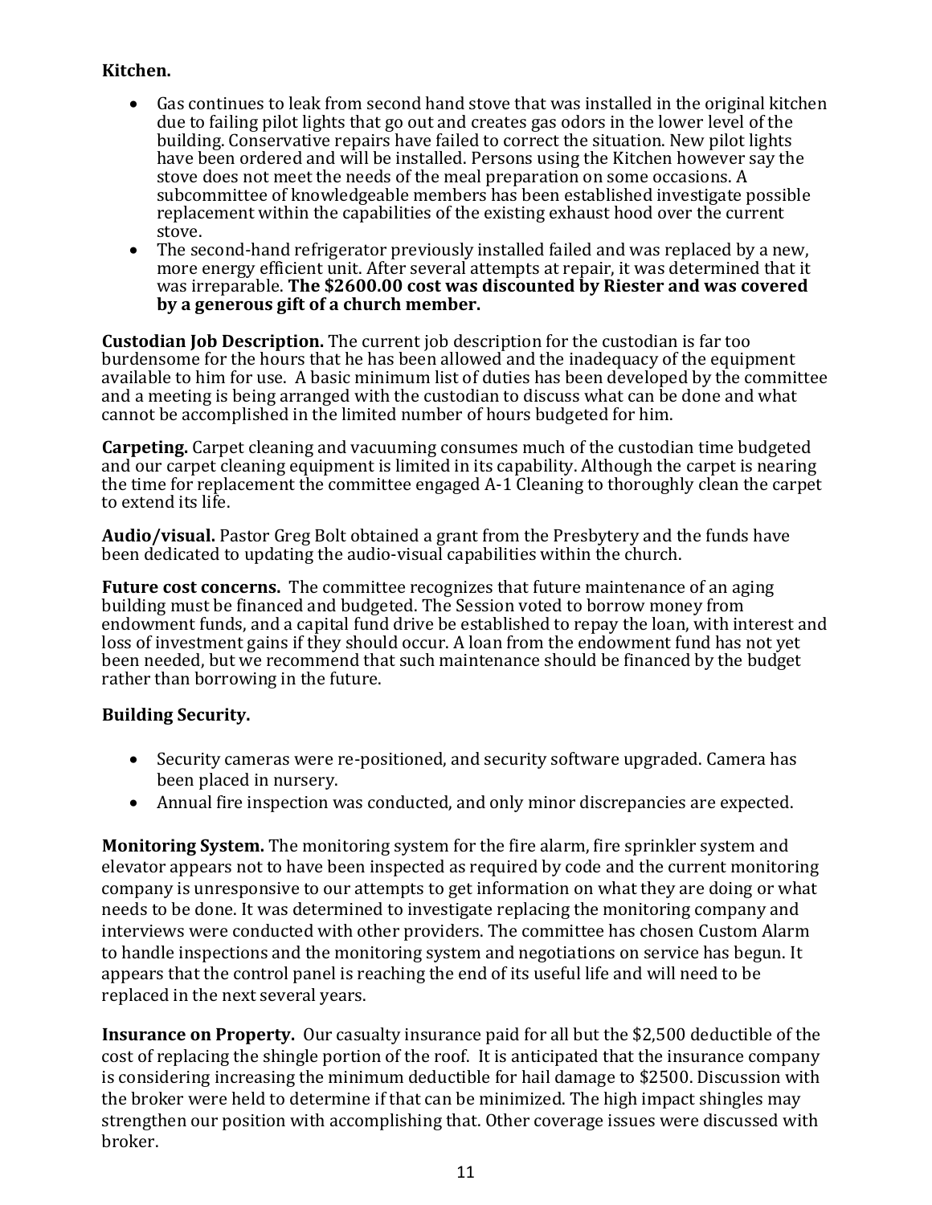**Kitchen.**

- Gas continues to leak from second hand stove that was installed in the original kitchen due to failing pilot lights that go out and creates gas odors in the lower level of the building. Conservative repairs have failed to correct the situation. New pilot lights have been ordered and will be installed. Persons using the Kitchen however say the stove does not meet the needs of the meal preparation on some occasions. A subcommittee of knowledgeable members has been established investigate possible replacement within the capabilities of the existing exhaust hood over the current stove.
- The second-hand refrigerator previously installed failed and was replaced by a new, more energy efficient unit. After several attempts at repair, it was determined that it was irreparable. **The $2600.00 cost was discounted by Riester and was covered by a generous gift of a church member.**

**Custodian Job Description.** The current job description for the custodian is far too burdensome for the hours that he has been allowed and the inadequacy of the equipment available to him for use. A basic minimum list of duties has been developed by the committee and a meeting is being arranged with the custodian to discuss what can be done and what cannot be accomplished in the limited number of hours budgeted for him.

**Carpeting.** Carpet cleaning and vacuuming consumes much of the custodian time budgeted and our carpet cleaning equipment is limited in its capability. Although the carpet is nearing the time for replacement the committee engaged A-1 Cleaning to thoroughly clean the carpet to extend its life.

**Audio/visual.** Pastor Greg Bolt obtained a grant from the Presbytery and the funds have been dedicated to updating the audio-visual capabilities within the church.

**Future cost concerns.** The committee recognizes that future maintenance of an aging building must be financed and budgeted. The Session voted to borrow money from endowment funds, and a capital fund drive be established to repay the loan, with interest and loss of investment gains if they should occur. A loan from the endowment fund has not yet been needed, but we recommend that such maintenance should be financed by the budget rather than borrowing in the future.

**Building Security.**

- Security cameras were re-positioned, and security software upgraded. Camera has been placed in nursery.
- Annual fire inspection was conducted, and only minor discrepancies are expected.

**Monitoring System.** The monitoring system for the fire alarm, fire sprinkler system and elevator appears not to have been inspected as required by code and the current monitoring company is unresponsive to our attempts to get information on what they are doing or what needs to be done. It was determined to investigate replacing the monitoring company and interviews were conducted with other providers. The committee has chosen Custom Alarm to handle inspections and the monitoring system and negotiations on service has begun. It appears that the control panel is reaching the end of its useful life and will need to be replaced in the next several years.

**Insurance on Property.** Our casualty insurance paid for all but the $2,500 deductible of the cost of replacing the shingle portion of the roof. It is anticipated that the insurance company is considering increasing the minimum deductible for hail damage to $2500. Discussion with the broker were held to determine if that can be minimized. The high impact shingles may strengthen our position with accomplishing that. Other coverage issues were discussed with broker.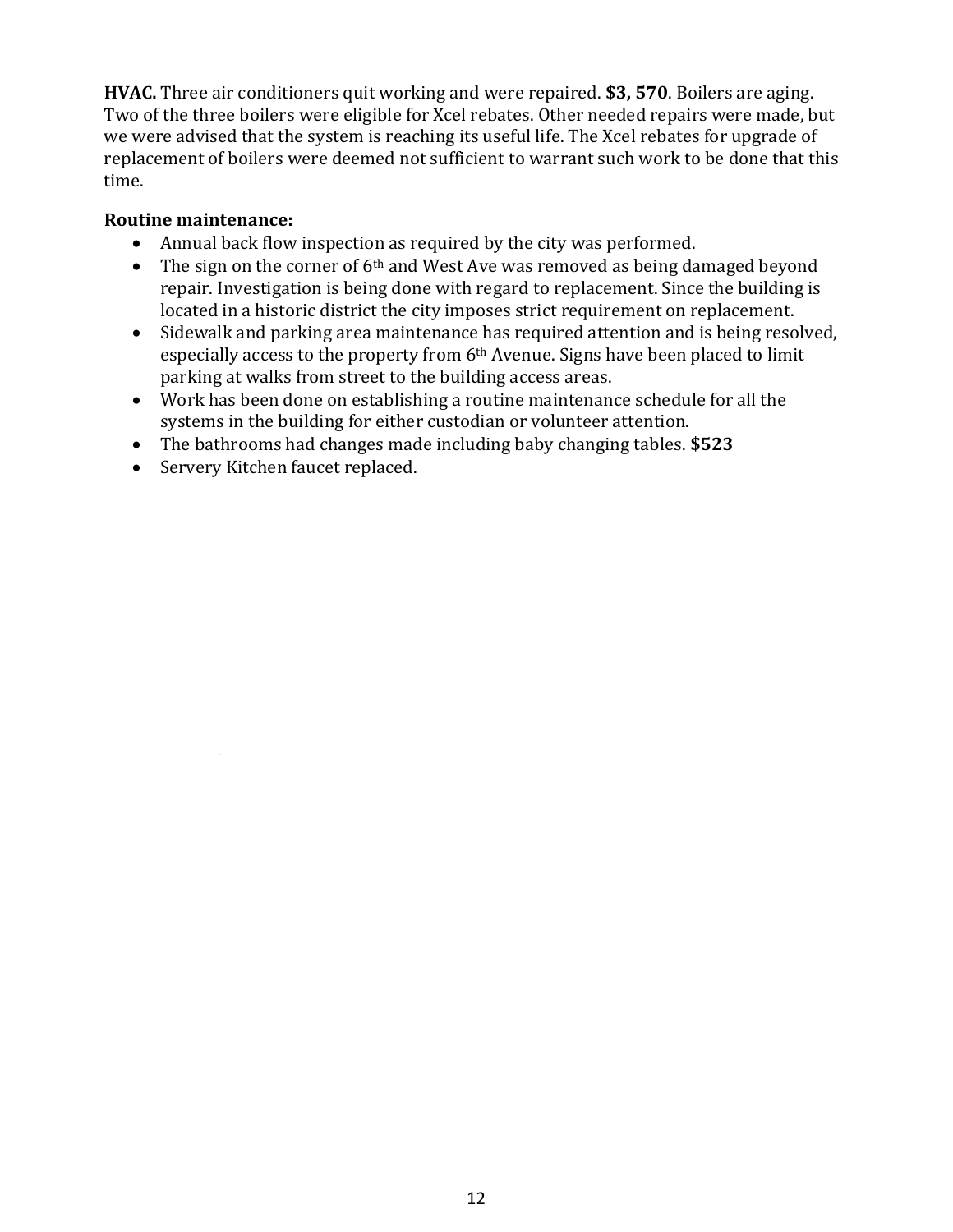**HVAC.** Three air conditioners quit working and were repaired. **$3, 570**. Boilers are aging. Two of the three boilers were eligible for Xcel rebates. Other needed repairs were made, but we were advised that the system is reaching its useful life. The Xcel rebates for upgrade of replacement of boilers were deemed not sufficient to warrant such work to be done that this time.

**Routine maintenance:**

- Annual back flow inspection as required by the city was performed.
- The sign on the corner of 6th and West Ave was removed as being damaged beyond repair. Investigation is being done with regard to replacement. Since the building is located in a historic district the city imposes strict requirement on replacement.
- Sidewalk and parking area maintenance has required attention and is being resolved, especially access to the property from 6th Avenue. Signs have been placed to limit parking at walks from street to the building access areas.
- Work has been done on establishing a routine maintenance schedule for all the systems in the building for either custodian or volunteer attention.
- The bathrooms had changes made including baby changing tables. **$523**
- Servery Kitchen faucet replaced.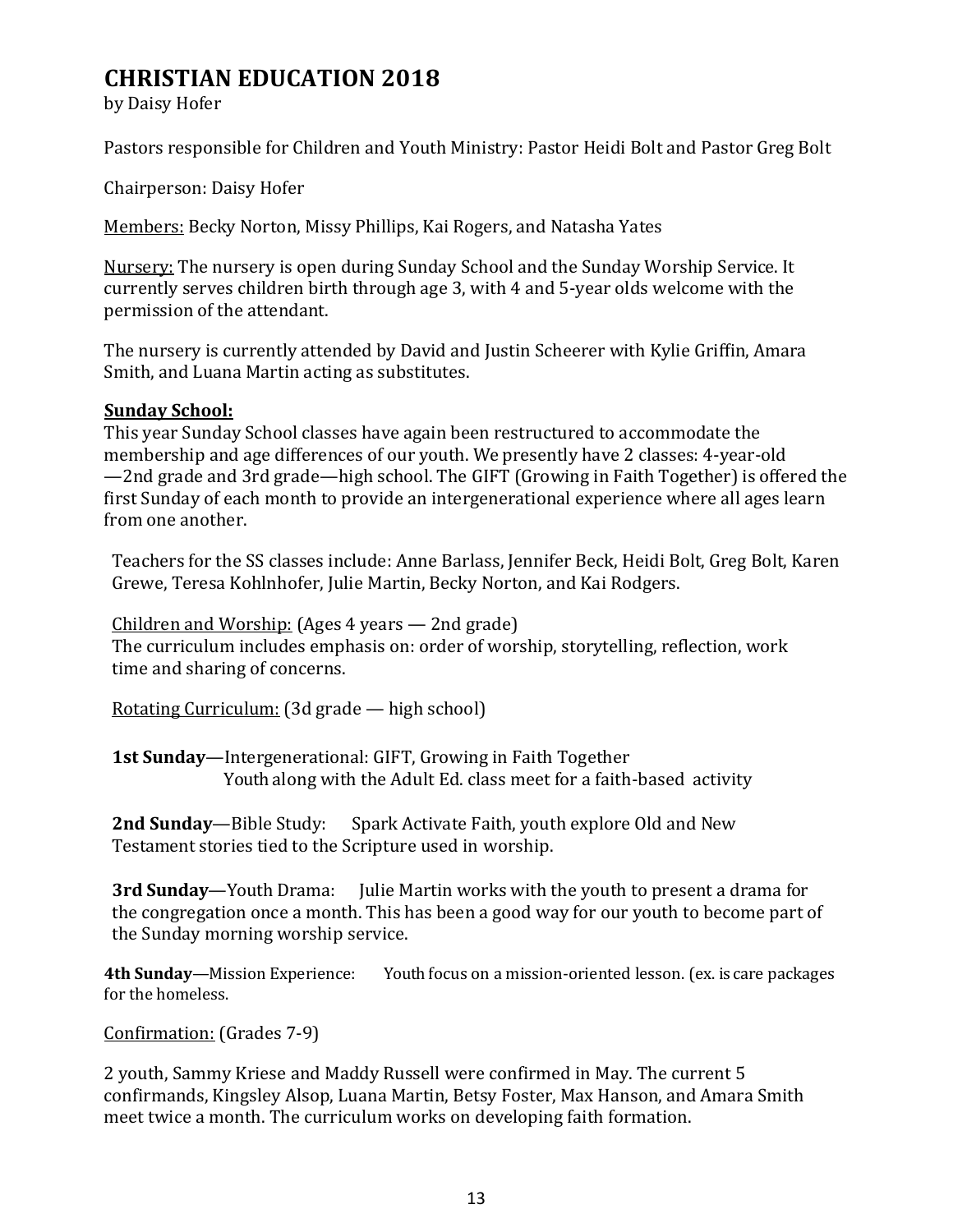# CHRISTIAN EDUCATION 2018

by Daisy Hofer

Pastors responsible for Children and Youth Ministry: Pastor Heidi Bolt and Pastor Greg Bolt

Chairperson: Daisy Hofer

Members: Becky Norton, Missy Phillips, Kai Rogers, and Natasha Yates

Nursery: The nursery is open during Sunday School and the Sunday Worship Service. It currently serves children birth through age 3, with 4 and 5-year olds welcome with the permission of the attendant.

The nursery is currently attended by David and Justin Scheerer with Kylie Griffin, Amara Smith, and Luana Martin acting as substitutes.

**Sunday School:**

This year Sunday School classes have again been restructured to accommodate the membership and age differences of our youth. We presently have 2 classes: 4-year-old —2nd grade and 3rd grade—high school. The GIFT (Growing in Faith Together) is offered the first Sunday of each month to provide an intergenerational experience where all ages learn from one another.

Teachers for the SS classes include: Anne Barlass, Jennifer Beck, Heidi Bolt, Greg Bolt, Karen Grewe, Teresa Kohlnhofer, Julie Martin, Becky Norton, and Kai Rodgers.

Children and Worship: (Ages 4 years — 2nd grade)
The curriculum includes emphasis on: order of worship, storytelling, reflection, work time and sharing of concerns.

Rotating Curriculum: (3d grade — high school)

**1st Sunday**—Intergenerational: GIFT, Growing in Faith Together
Youth along with the Adult Ed. class meet for a faith-based activity

**2nd Sunday**—Bible Study: Spark Activate Faith, youth explore Old and New Testament stories tied to the Scripture used in worship.

**3rd Sunday**—Youth Drama: Julie Martin works with the youth to present a drama for the congregation once a month. This has been a good way for our youth to become part of the Sunday morning worship service.

**4th Sunday**—Mission Experience: Youth focus on a mission-oriented lesson. (ex. is care packages for the homeless.

Confirmation: (Grades 7-9)

2 youth, Sammy Kriese and Maddy Russell were confirmed in May. The current 5 confirmands, Kingsley Alsop, Luana Martin, Betsy Foster, Max Hanson, and Amara Smith meet twice a month. The curriculum works on developing faith formation.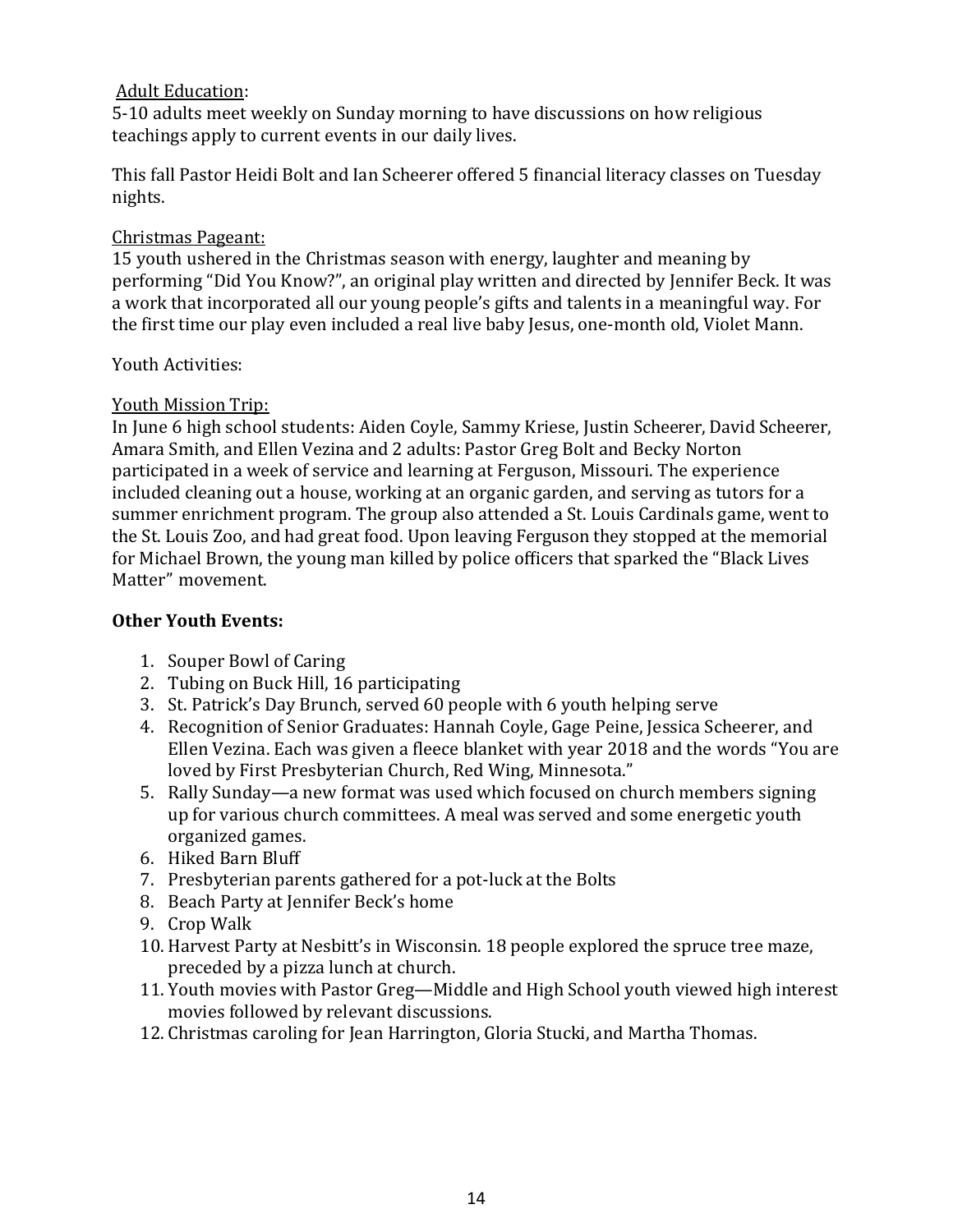Adult Education:

5-10 adults meet weekly on Sunday morning to have discussions on how religious teachings apply to current events in our daily lives.

This fall Pastor Heidi Bolt and Ian Scheerer offered 5 financial literacy classes on Tuesday nights.

Christmas Pageant:

15 youth ushered in the Christmas season with energy, laughter and meaning by performing "Did You Know?", an original play written and directed by Jennifer Beck. It was a work that incorporated all our young people's gifts and talents in a meaningful way. For the first time our play even included a real live baby Jesus, one-month old, Violet Mann.

Youth Activities:

Youth Mission Trip:

In June 6 high school students: Aiden Coyle, Sammy Kriese, Justin Scheerer, David Scheerer, Amara Smith, and Ellen Vezina and 2 adults: Pastor Greg Bolt and Becky Norton participated in a week of service and learning at Ferguson, Missouri. The experience included cleaning out a house, working at an organic garden, and serving as tutors for a summer enrichment program. The group also attended a St. Louis Cardinals game, went to the St. Louis Zoo, and had great food. Upon leaving Ferguson they stopped at the memorial for Michael Brown, the young man killed by police officers that sparked the "Black Lives Matter" movement.

**Other Youth Events:**

1. Souper Bowl of Caring
2. Tubing on Buck Hill, 16 participating
3. St. Patrick's Day Brunch, served 60 people with 6 youth helping serve
4. Recognition of Senior Graduates: Hannah Coyle, Gage Peine, Jessica Scheerer, and Ellen Vezina. Each was given a fleece blanket with year 2018 and the words "You are loved by First Presbyterian Church, Red Wing, Minnesota."
5. Rally Sunday—a new format was used which focused on church members signing up for various church committees. A meal was served and some energetic youth organized games.
6. Hiked Barn Bluff
7. Presbyterian parents gathered for a pot-luck at the Bolts
8. Beach Party at Jennifer Beck's home
9. Crop Walk
10. Harvest Party at Nesbitt's in Wisconsin. 18 people explored the spruce tree maze, preceded by a pizza lunch at church.
11. Youth movies with Pastor Greg—Middle and High School youth viewed high interest movies followed by relevant discussions.
12. Christmas caroling for Jean Harrington, Gloria Stucki, and Martha Thomas.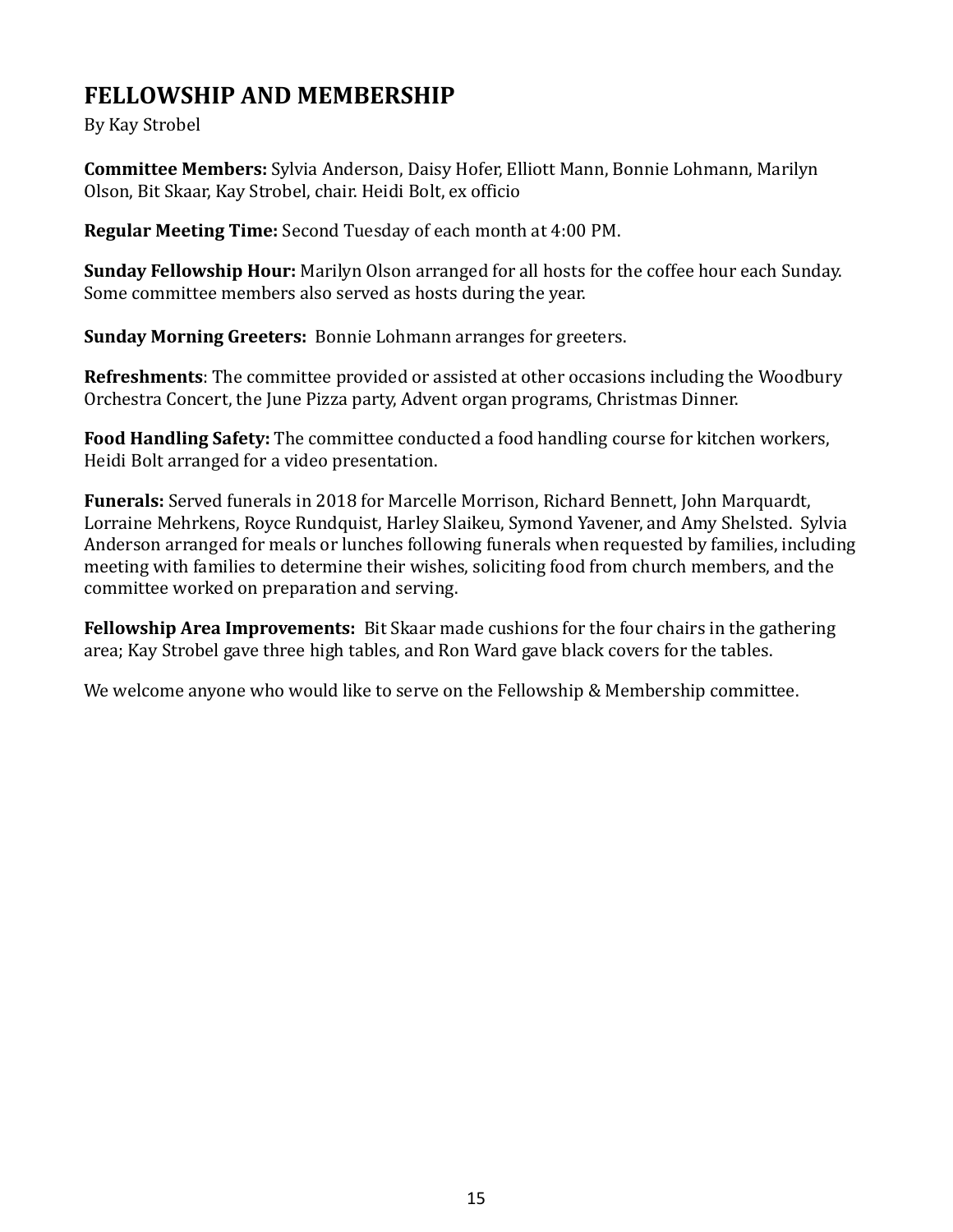## FELLOWSHIP AND MEMBERSHIP

By Kay Strobel

**Committee Members:** Sylvia Anderson, Daisy Hofer, Elliott Mann, Bonnie Lohmann, Marilyn Olson, Bit Skaar, Kay Strobel, chair. Heidi Bolt, ex officio

**Regular Meeting Time:** Second Tuesday of each month at 4:00 PM.

**Sunday Fellowship Hour:** Marilyn Olson arranged for all hosts for the coffee hour each Sunday. Some committee members also served as hosts during the year.

**Sunday Morning Greeters:** Bonnie Lohmann arranges for greeters.

**Refreshments**: The committee provided or assisted at other occasions including the Woodbury Orchestra Concert, the June Pizza party, Advent organ programs, Christmas Dinner.

**Food Handling Safety:** The committee conducted a food handling course for kitchen workers, Heidi Bolt arranged for a video presentation.

**Funerals:** Served funerals in 2018 for Marcelle Morrison, Richard Bennett, John Marquardt, Lorraine Mehrkens, Royce Rundquist, Harley Slaikeu, Symond Yavener, and Amy Shelsted. Sylvia Anderson arranged for meals or lunches following funerals when requested by families, including meeting with families to determine their wishes, soliciting food from church members, and the committee worked on preparation and serving.

**Fellowship Area Improvements:** Bit Skaar made cushions for the four chairs in the gathering area; Kay Strobel gave three high tables, and Ron Ward gave black covers for the tables.

We welcome anyone who would like to serve on the Fellowship & Membership committee.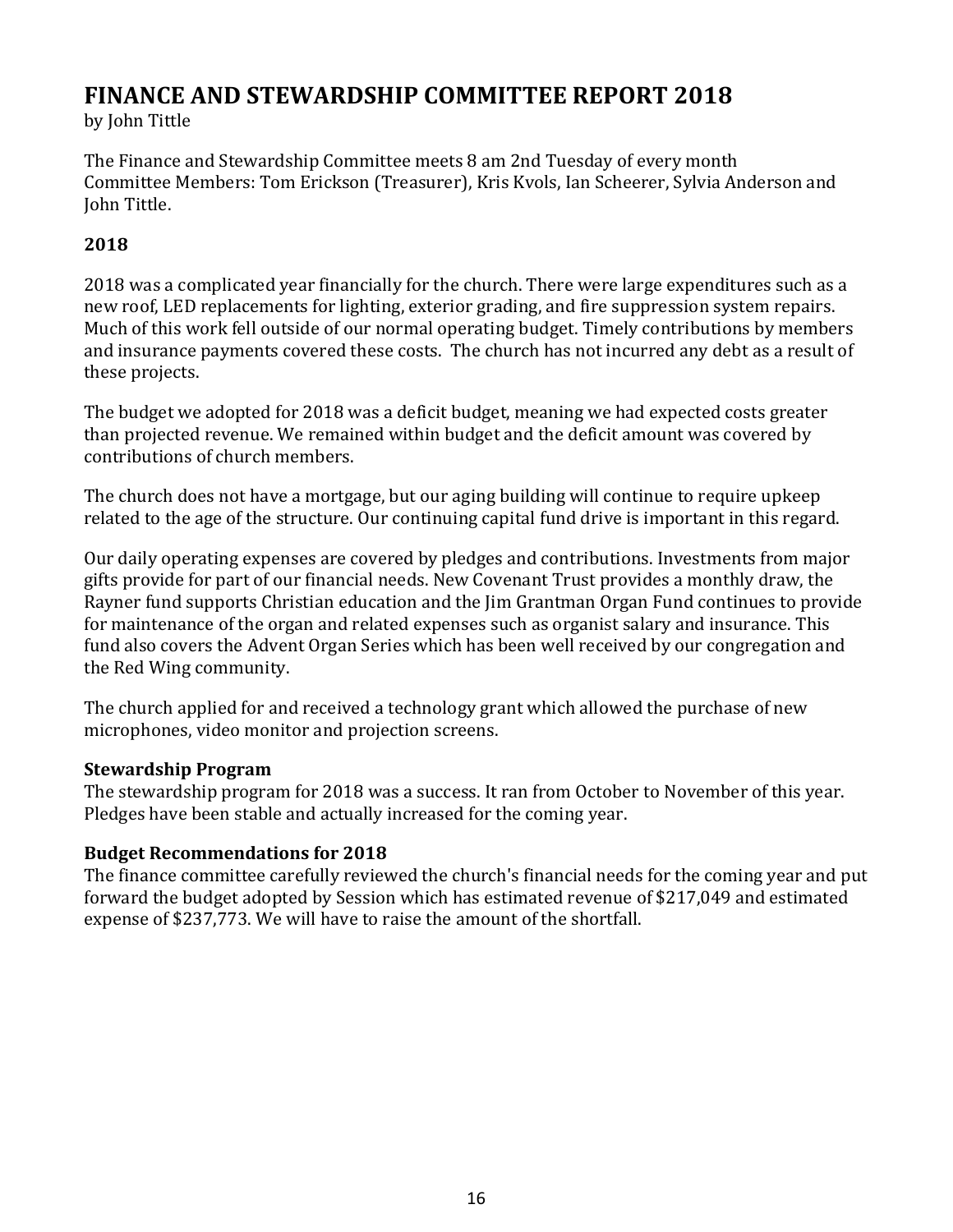# FINANCE AND STEWARDSHIP COMMITTEE REPORT 2018

by John Tittle

The Finance and Stewardship Committee meets 8 am 2nd Tuesday of every month
Committee Members: Tom Erickson (Treasurer), Kris Kvols, Ian Scheerer, Sylvia Anderson and John Tittle.

## 2018

2018 was a complicated year financially for the church. There were large expenditures such as a new roof, LED replacements for lighting, exterior grading, and fire suppression system repairs. Much of this work fell outside of our normal operating budget. Timely contributions by members and insurance payments covered these costs. The church has not incurred any debt as a result of these projects.

The budget we adopted for 2018 was a deficit budget, meaning we had expected costs greater than projected revenue. We remained within budget and the deficit amount was covered by contributions of church members.

The church does not have a mortgage, but our aging building will continue to require upkeep related to the age of the structure. Our continuing capital fund drive is important in this regard.

Our daily operating expenses are covered by pledges and contributions. Investments from major gifts provide for part of our financial needs. New Covenant Trust provides a monthly draw, the Rayner fund supports Christian education and the Jim Grantman Organ Fund continues to provide for maintenance of the organ and related expenses such as organist salary and insurance. This fund also covers the Advent Organ Series which has been well received by our congregation and the Red Wing community.

The church applied for and received a technology grant which allowed the purchase of new microphones, video monitor and projection screens.

### Stewardship Program

The stewardship program for 2018 was a success. It ran from October to November of this year. Pledges have been stable and actually increased for the coming year.

### Budget Recommendations for 2018

The finance committee carefully reviewed the church's financial needs for the coming year and put forward the budget adopted by Session which has estimated revenue of $217,049 and estimated expense of $237,773. We will have to raise the amount of the shortfall.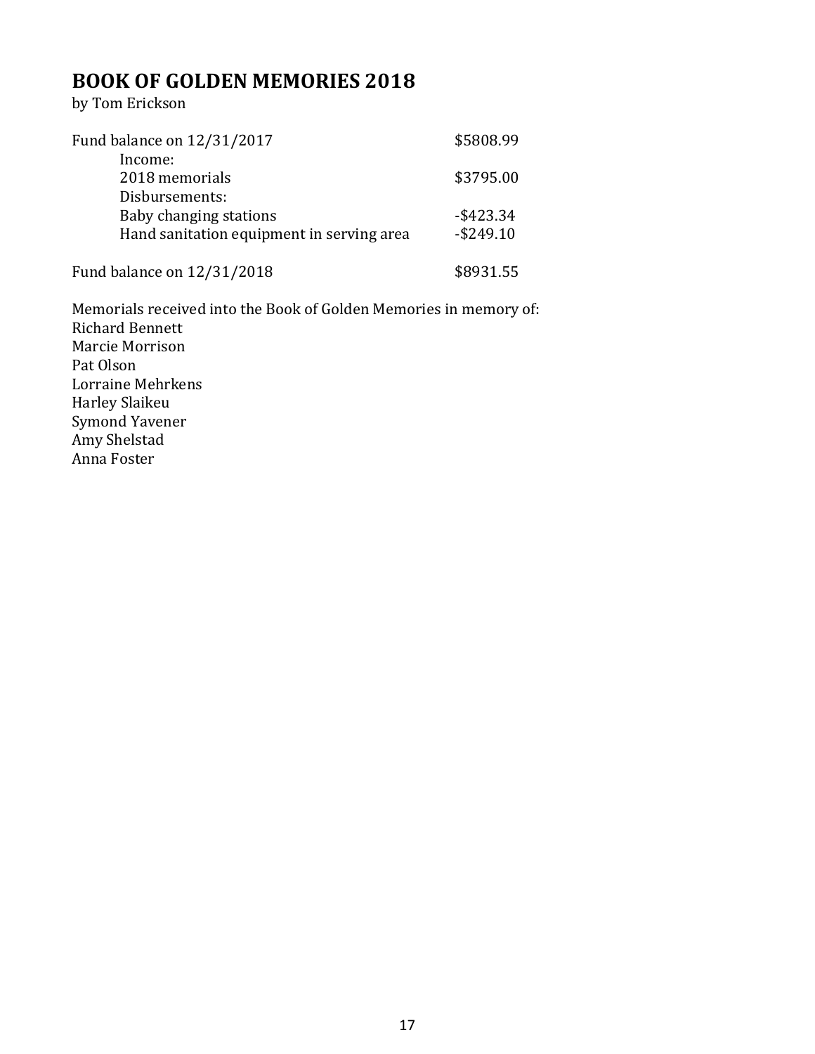## BOOK OF GOLDEN MEMORIES 2018

by Tom Erickson

| | |
|---|---|
| Fund balance on 12/31/2017 | $5808.99 |
| Income: | |
| 2018 memorials | $3795.00 |
| Disbursements: | |
| Baby changing stations | -$423.34 |
| Hand sanitation equipment in serving area | -$249.10 |
| Fund balance on 12/31/2018 | $8931.55 |

Memorials received into the Book of Golden Memories in memory of:
Richard Bennett
Marcie Morrison
Pat Olson
Lorraine Mehrkens
Harley Slaikeu
Symond Yavener
Amy Shelstad
Anna Foster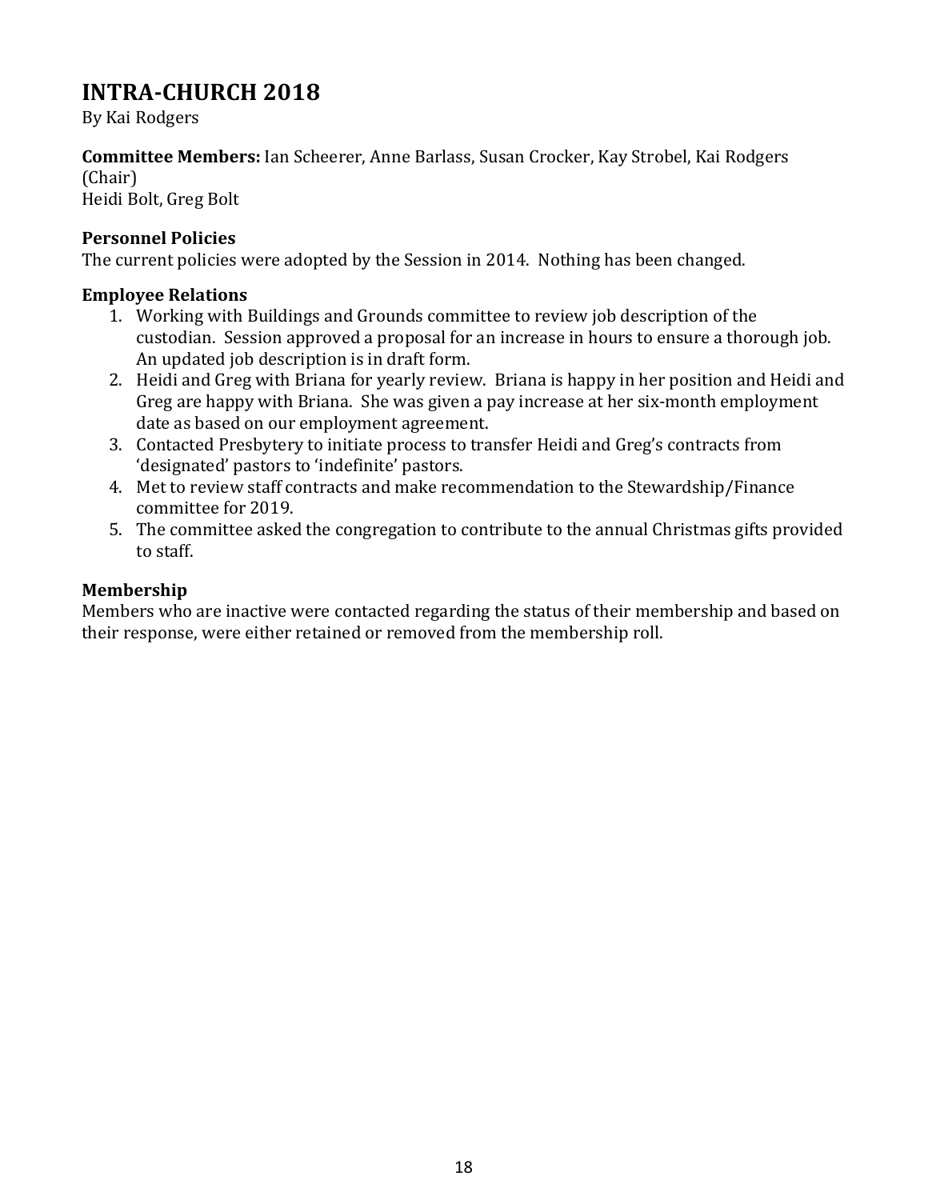# INTRA-CHURCH 2018

By Kai Rodgers

**Committee Members:** Ian Scheerer, Anne Barlass, Susan Crocker, Kay Strobel, Kai Rodgers (Chair)
Heidi Bolt, Greg Bolt

### Personnel Policies

The current policies were adopted by the Session in 2014. Nothing has been changed.

### Employee Relations

1. Working with Buildings and Grounds committee to review job description of the custodian. Session approved a proposal for an increase in hours to ensure a thorough job. An updated job description is in draft form.
2. Heidi and Greg with Briana for yearly review. Briana is happy in her position and Heidi and Greg are happy with Briana. She was given a pay increase at her six-month employment date as based on our employment agreement.
3. Contacted Presbytery to initiate process to transfer Heidi and Greg's contracts from 'designated' pastors to 'indefinite' pastors.
4. Met to review staff contracts and make recommendation to the Stewardship/Finance committee for 2019.
5. The committee asked the congregation to contribute to the annual Christmas gifts provided to staff.

### Membership

Members who are inactive were contacted regarding the status of their membership and based on their response, were either retained or removed from the membership roll.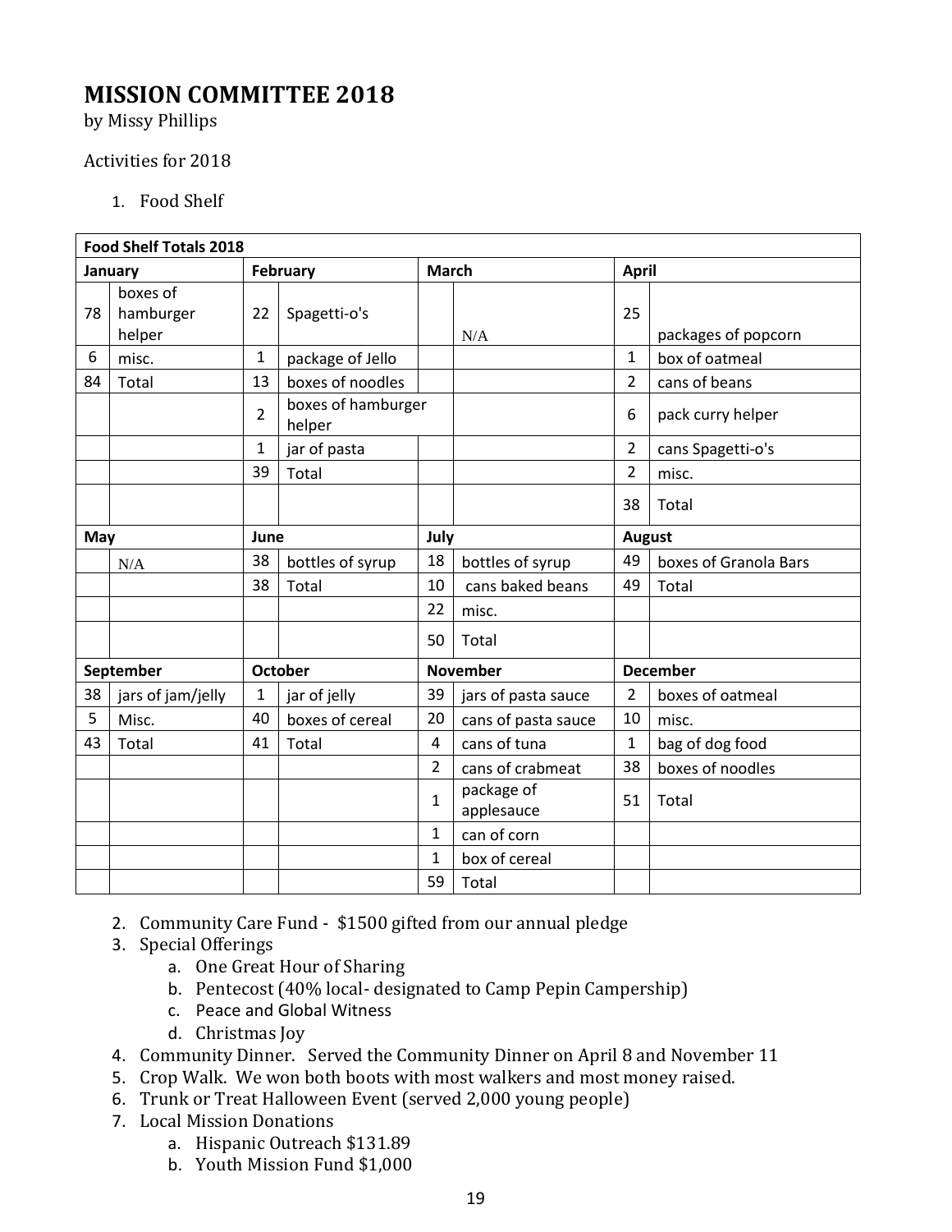# MISSION COMMITTEE 2018

by Missy Phillips

Activities for 2018

1. Food Shelf

| Food Shelf Totals 2018 | | | | | | | |
|---|---|---|---|---|---|---|---|
| **January** | | **February** | | **March** | | **April** | |
| 78 | boxes of hamburger helper | 22 | Spagetti-o's | | N/A | 25 | packages of popcorn |
| 6 | misc. | 1 | package of Jello | | | 1 | box of oatmeal |
| 84 | Total | 13 | boxes of noodles | | | 2 | cans of beans |
| | | 2 | boxes of hamburger helper | | | 6 | pack curry helper |
| | | 1 | jar of pasta | | | 2 | cans Spagetti-o's |
| | | 39 | Total | | | 2 | misc. |
| | | | | | | 38 | Total |
| **May** | | **June** | | **July** | | **August** | |
| | N/A | 38 | bottles of syrup | 18 | bottles of syrup | 49 | boxes of Granola Bars |
| | | 38 | Total | 10 | cans baked beans | 49 | Total |
| | | | | 22 | misc. | | |
| | | | | 50 | Total | | |
| **September** | | **October** | | **November** | | **December** | |
| 38 | jars of jam/jelly | 1 | jar of jelly | 39 | jars of pasta sauce | 2 | boxes of oatmeal |
| 5 | Misc. | 40 | boxes of cereal | 20 | cans of pasta sauce | 10 | misc. |
| 43 | Total | 41 | Total | 4 | cans of tuna | 1 | bag of dog food |
| | | | | 2 | cans of crabmeat | 38 | boxes of noodles |
| | | | | 1 | package of applesauce | 51 | Total |
| | | | | 1 | can of corn | | |
| | | | | 1 | box of cereal | | |
| | | | | 59 | Total | | |

2. Community Care Fund - $1500 gifted from our annual pledge
3. Special Offerings
   a. One Great Hour of Sharing
   b. Pentecost (40% local- designated to Camp Pepin Campership)
   c. Peace and Global Witness
   d. Christmas Joy
4. Community Dinner. Served the Community Dinner on April 8 and November 11
5. Crop Walk. We won both boots with most walkers and most money raised.
6. Trunk or Treat Halloween Event (served 2,000 young people)
7. Local Mission Donations
   a. Hispanic Outreach $131.89
   b. Youth Mission Fund $1,000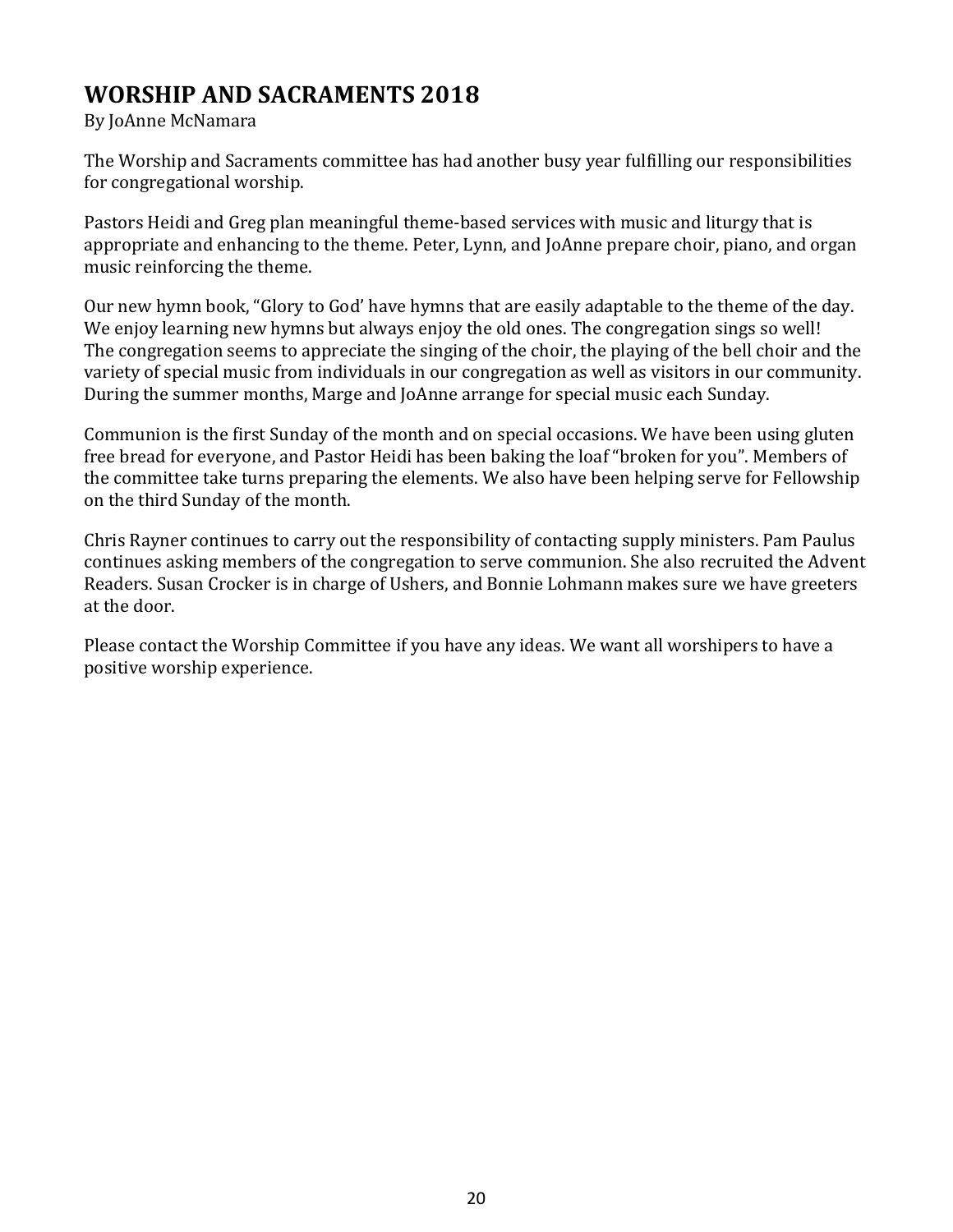# WORSHIP AND SACRAMENTS 2018

By JoAnne McNamara

The Worship and Sacraments committee has had another busy year fulfilling our responsibilities for congregational worship.

Pastors Heidi and Greg plan meaningful theme-based services with music and liturgy that is appropriate and enhancing to the theme. Peter, Lynn, and JoAnne prepare choir, piano, and organ music reinforcing the theme.

Our new hymn book, "Glory to God' have hymns that are easily adaptable to the theme of the day. We enjoy learning new hymns but always enjoy the old ones. The congregation sings so well! The congregation seems to appreciate the singing of the choir, the playing of the bell choir and the variety of special music from individuals in our congregation as well as visitors in our community. During the summer months, Marge and JoAnne arrange for special music each Sunday.

Communion is the first Sunday of the month and on special occasions. We have been using gluten free bread for everyone, and Pastor Heidi has been baking the loaf "broken for you". Members of the committee take turns preparing the elements. We also have been helping serve for Fellowship on the third Sunday of the month.

Chris Rayner continues to carry out the responsibility of contacting supply ministers. Pam Paulus continues asking members of the congregation to serve communion. She also recruited the Advent Readers. Susan Crocker is in charge of Ushers, and Bonnie Lohmann makes sure we have greeters at the door.

Please contact the Worship Committee if you have any ideas. We want all worshipers to have a positive worship experience.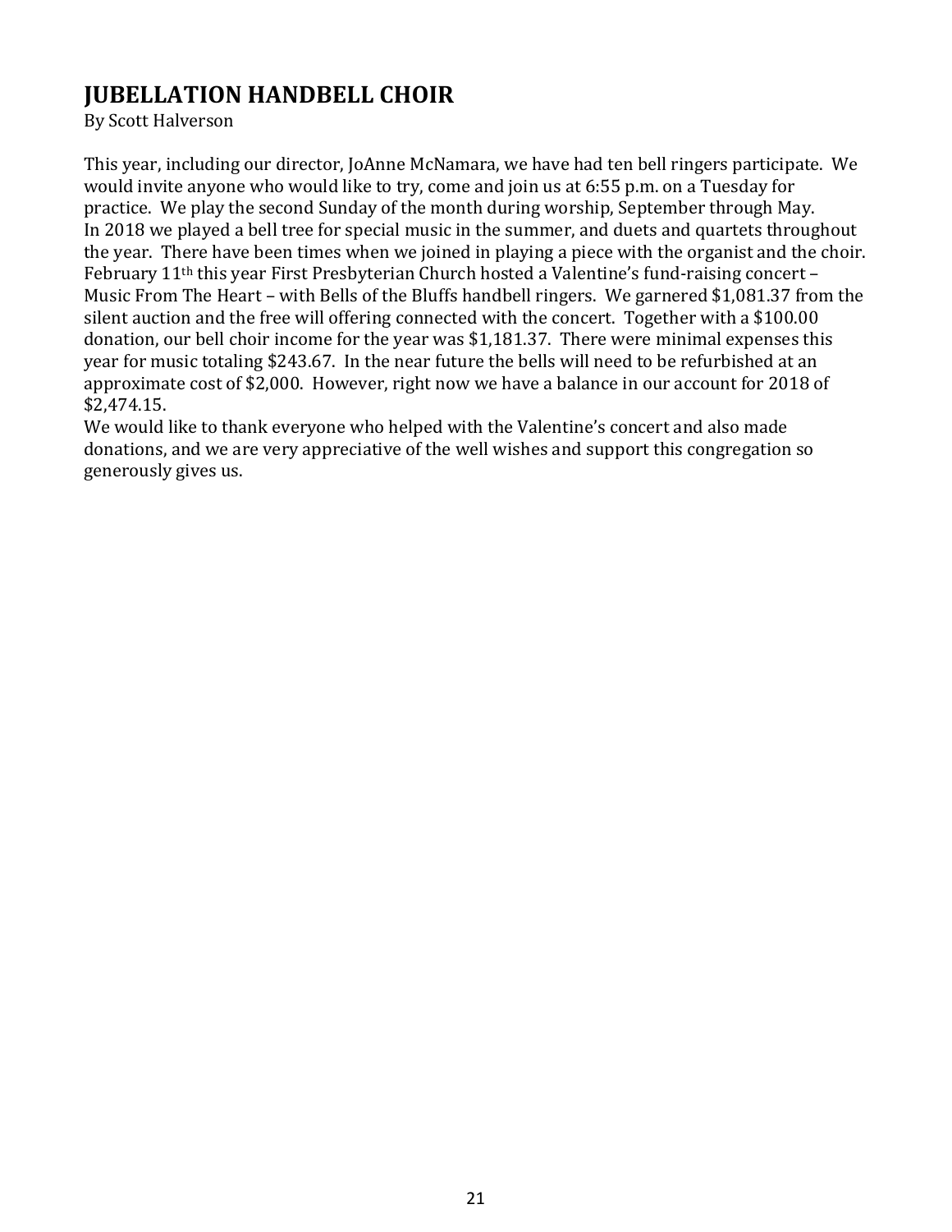# JUBELLATION HANDBELL CHOIR

By Scott Halverson

This year, including our director, JoAnne McNamara, we have had ten bell ringers participate. We would invite anyone who would like to try, come and join us at 6:55 p.m. on a Tuesday for practice. We play the second Sunday of the month during worship, September through May.
In 2018 we played a bell tree for special music in the summer, and duets and quartets throughout the year. There have been times when we joined in playing a piece with the organist and the choir. February 11th this year First Presbyterian Church hosted a Valentine's fund-raising concert – Music From The Heart – with Bells of the Bluffs handbell ringers. We garnered $1,081.37 from the silent auction and the free will offering connected with the concert. Together with a $100.00 donation, our bell choir income for the year was $1,181.37. There were minimal expenses this year for music totaling $243.67. In the near future the bells will need to be refurbished at an approximate cost of $2,000. However, right now we have a balance in our account for 2018 of $2,474.15.
We would like to thank everyone who helped with the Valentine's concert and also made donations, and we are very appreciative of the well wishes and support this congregation so generously gives us.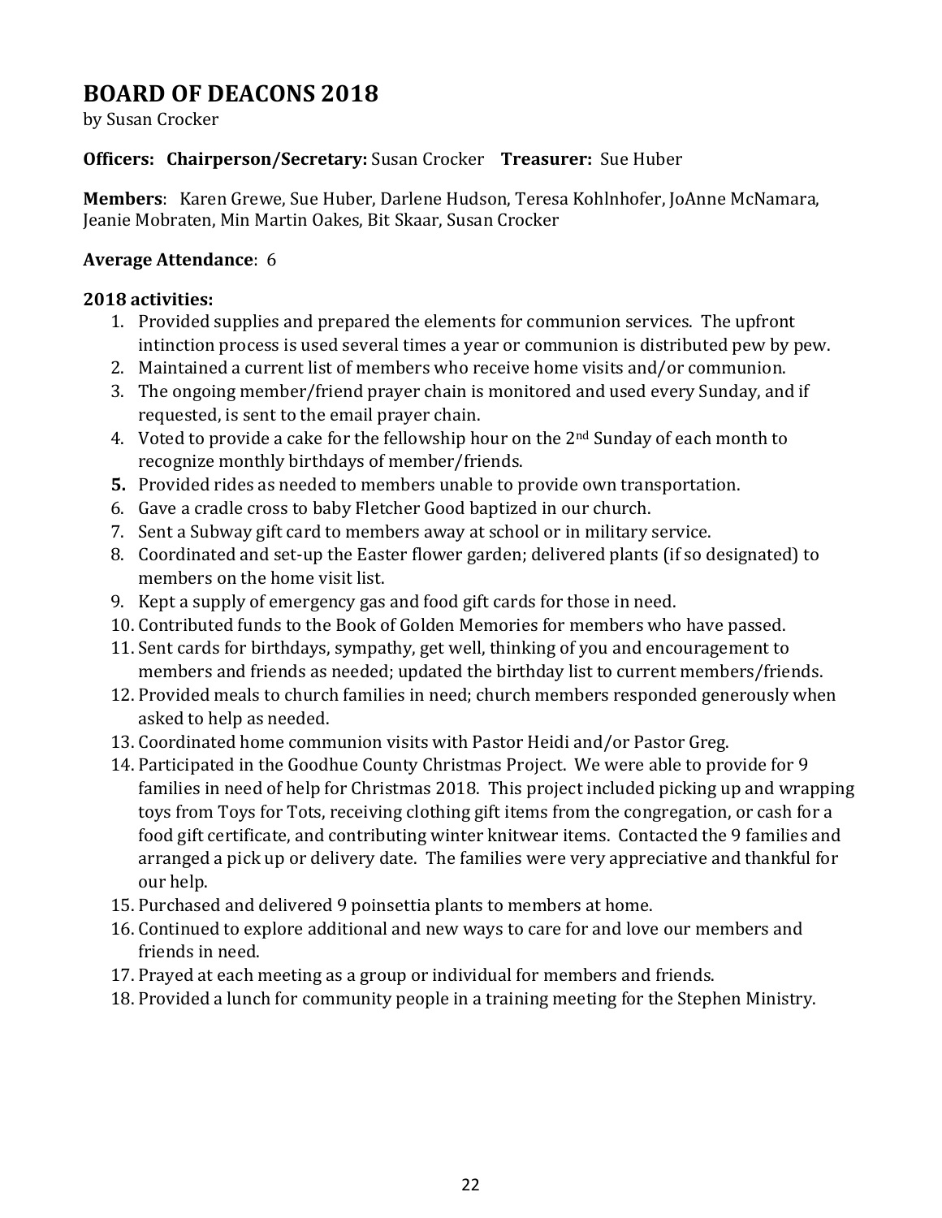# BOARD OF DEACONS 2018

by Susan Crocker

**Officers: Chairperson/Secretary:** Susan Crocker **Treasurer:** Sue Huber

**Members**: Karen Grewe, Sue Huber, Darlene Hudson, Teresa Kohlnhofer, JoAnne McNamara, Jeanie Mobraten, Min Martin Oakes, Bit Skaar, Susan Crocker

**Average Attendance**: 6

**2018 activities:**

1. Provided supplies and prepared the elements for communion services. The upfront intinction process is used several times a year or communion is distributed pew by pew.
2. Maintained a current list of members who receive home visits and/or communion.
3. The ongoing member/friend prayer chain is monitored and used every Sunday, and if requested, is sent to the email prayer chain.
4. Voted to provide a cake for the fellowship hour on the 2nd Sunday of each month to recognize monthly birthdays of member/friends.
5. Provided rides as needed to members unable to provide own transportation.
6. Gave a cradle cross to baby Fletcher Good baptized in our church.
7. Sent a Subway gift card to members away at school or in military service.
8. Coordinated and set-up the Easter flower garden; delivered plants (if so designated) to members on the home visit list.
9. Kept a supply of emergency gas and food gift cards for those in need.
10. Contributed funds to the Book of Golden Memories for members who have passed.
11. Sent cards for birthdays, sympathy, get well, thinking of you and encouragement to members and friends as needed; updated the birthday list to current members/friends.
12. Provided meals to church families in need; church members responded generously when asked to help as needed.
13. Coordinated home communion visits with Pastor Heidi and/or Pastor Greg.
14. Participated in the Goodhue County Christmas Project. We were able to provide for 9 families in need of help for Christmas 2018. This project included picking up and wrapping toys from Toys for Tots, receiving clothing gift items from the congregation, or cash for a food gift certificate, and contributing winter knitwear items. Contacted the 9 families and arranged a pick up or delivery date. The families were very appreciative and thankful for our help.
15. Purchased and delivered 9 poinsettia plants to members at home.
16. Continued to explore additional and new ways to care for and love our members and friends in need.
17. Prayed at each meeting as a group or individual for members and friends.
18. Provided a lunch for community people in a training meeting for the Stephen Ministry.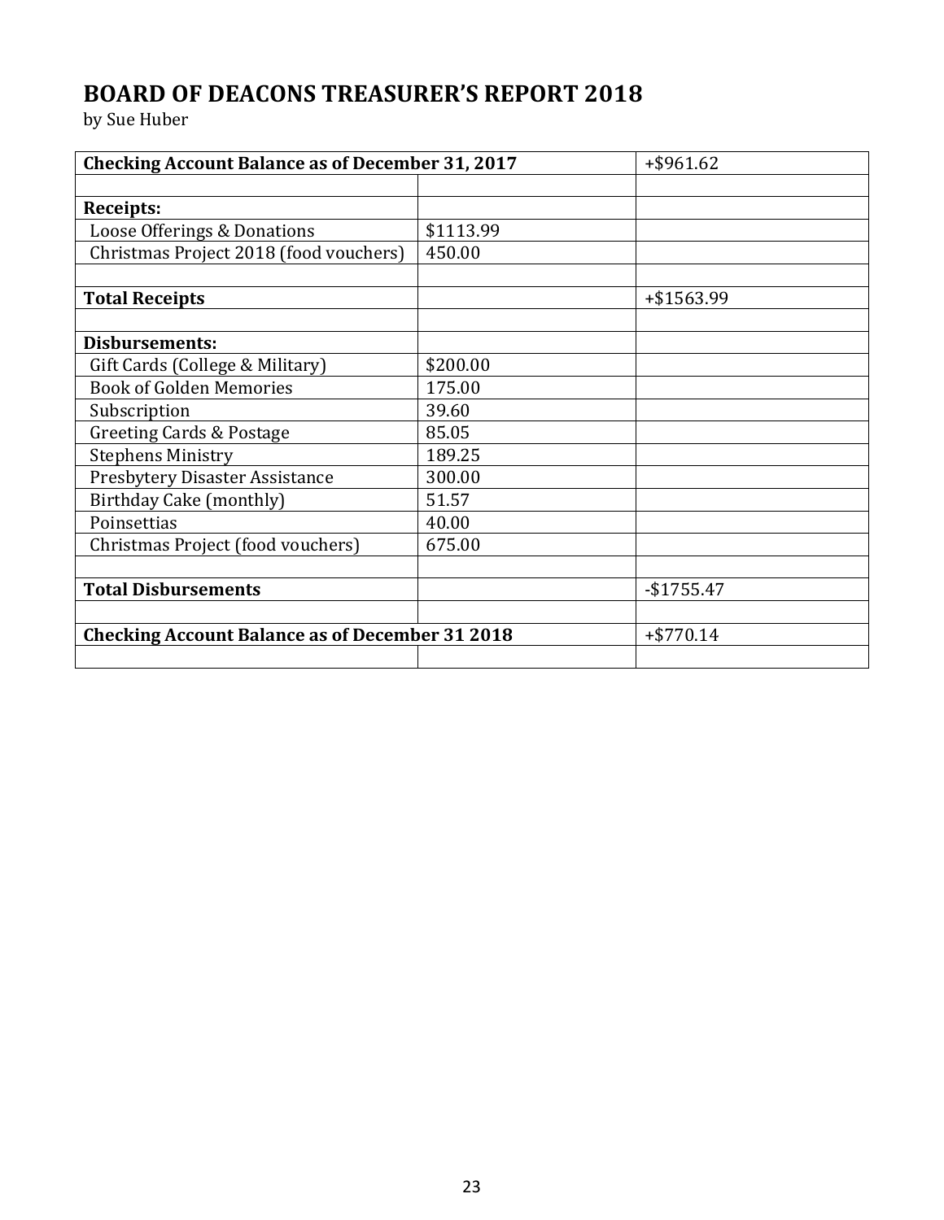# BOARD OF DEACONS TREASURER'S REPORT 2018

by Sue Huber

| **Checking Account Balance as of December 31, 2017** | | +$961.62 |
|---|---|---|
| | | |
| **Receipts:** | | |
| Loose Offerings & Donations | $1113.99 | |
| Christmas Project 2018 (food vouchers) | 450.00 | |
| | | |
| **Total Receipts** | | +$1563.99 |
| | | |
| **Disbursements:** | | |
| Gift Cards (College & Military) | $200.00 | |
| Book of Golden Memories | 175.00 | |
| Subscription | 39.60 | |
| Greeting Cards & Postage | 85.05 | |
| Stephens Ministry | 189.25 | |
| Presbytery Disaster Assistance | 300.00 | |
| Birthday Cake (monthly) | 51.57 | |
| Poinsettias | 40.00 | |
| Christmas Project (food vouchers) | 675.00 | |
| | | |
| **Total Disbursements** | | -$1755.47 |
| | | |
| **Checking Account Balance as of December 31 2018** | | +$770.14 |
| | | |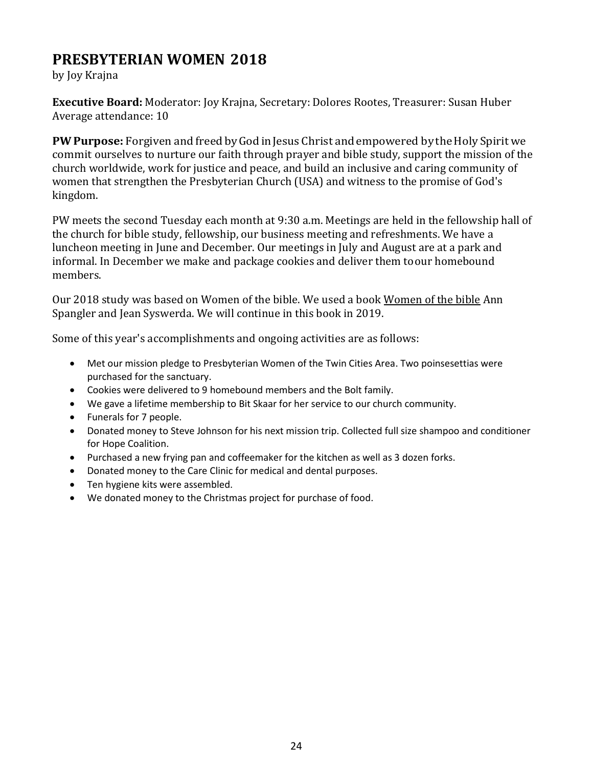# PRESBYTERIAN WOMEN 2018

by Joy Krajna

**Executive Board:** Moderator: Joy Krajna, Secretary: Dolores Rootes, Treasurer: Susan Huber
Average attendance: 10

**PW Purpose:** Forgiven and freed by God in Jesus Christ and empowered by the Holy Spirit we commit ourselves to nurture our faith through prayer and bible study, support the mission of the church worldwide, work for justice and peace, and build an inclusive and caring community of women that strengthen the Presbyterian Church (USA) and witness to the promise of God's kingdom.

PW meets the second Tuesday each month at 9:30 a.m. Meetings are held in the fellowship hall of the church for bible study, fellowship, our business meeting and refreshments. We have a luncheon meeting in June and December. Our meetings in July and August are at a park and informal. In December we make and package cookies and deliver them to our homebound members.

Our 2018 study was based on Women of the bible. We used a book <u>Women of the bible</u> Ann Spangler and Jean Syswerda. We will continue in this book in 2019.

Some of this year's accomplishments and ongoing activities are as follows:

- Met our mission pledge to Presbyterian Women of the Twin Cities Area. Two poinsesettias were purchased for the sanctuary.
- Cookies were delivered to 9 homebound members and the Bolt family.
- We gave a lifetime membership to Bit Skaar for her service to our church community.
- Funerals for 7 people.
- Donated money to Steve Johnson for his next mission trip. Collected full size shampoo and conditioner for Hope Coalition.
- Purchased a new frying pan and coffeemaker for the kitchen as well as 3 dozen forks.
- Donated money to the Care Clinic for medical and dental purposes.
- Ten hygiene kits were assembled.
- We donated money to the Christmas project for purchase of food.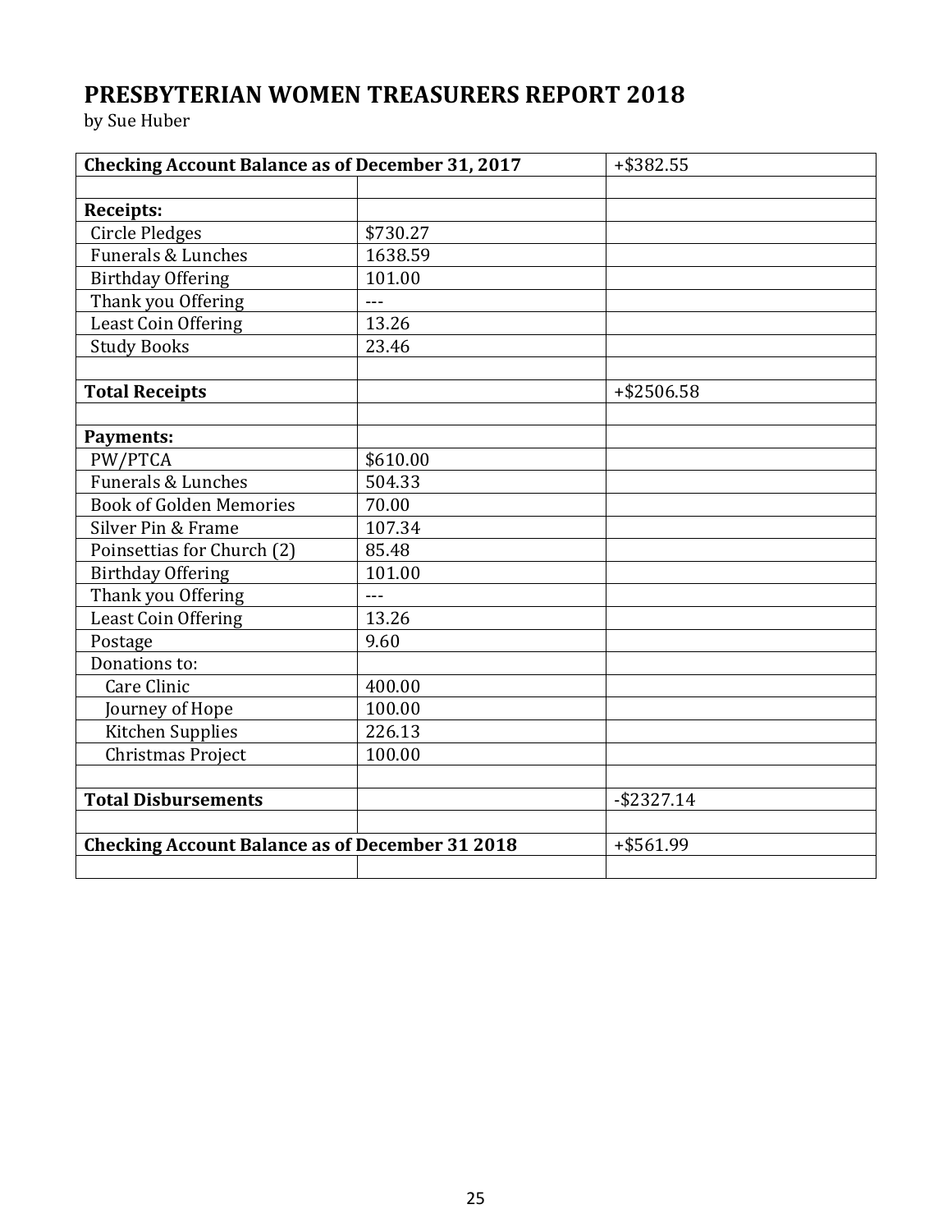# PRESBYTERIAN WOMEN TREASURERS REPORT 2018

by Sue Huber

| Checking Account Balance as of December 31, 2017 | | +$382.55 |
|---|---|---|
| | | |
| **Receipts:** | | |
| Circle Pledges | $730.27 | |
| Funerals & Lunches | 1638.59 | |
| Birthday Offering | 101.00 | |
| Thank you Offering | --- | |
| Least Coin Offering | 13.26 | |
| Study Books | 23.46 | |
| | | |
| **Total Receipts** | | +$2506.58 |
| | | |
| **Payments:** | | |
| PW/PTCA | $610.00 | |
| Funerals & Lunches | 504.33 | |
| Book of Golden Memories | 70.00 | |
| Silver Pin & Frame | 107.34 | |
| Poinsettias for Church (2) | 85.48 | |
| Birthday Offering | 101.00 | |
| Thank you Offering | --- | |
| Least Coin Offering | 13.26 | |
| Postage | 9.60 | |
| Donations to: | | |
| Care Clinic | 400.00 | |
| Journey of Hope | 100.00 | |
| Kitchen Supplies | 226.13 | |
| Christmas Project | 100.00 | |
| | | |
| **Total Disbursements** | | -$2327.14 |
| | | |
| **Checking Account Balance as of December 31 2018** | | +$561.99 |
| | | |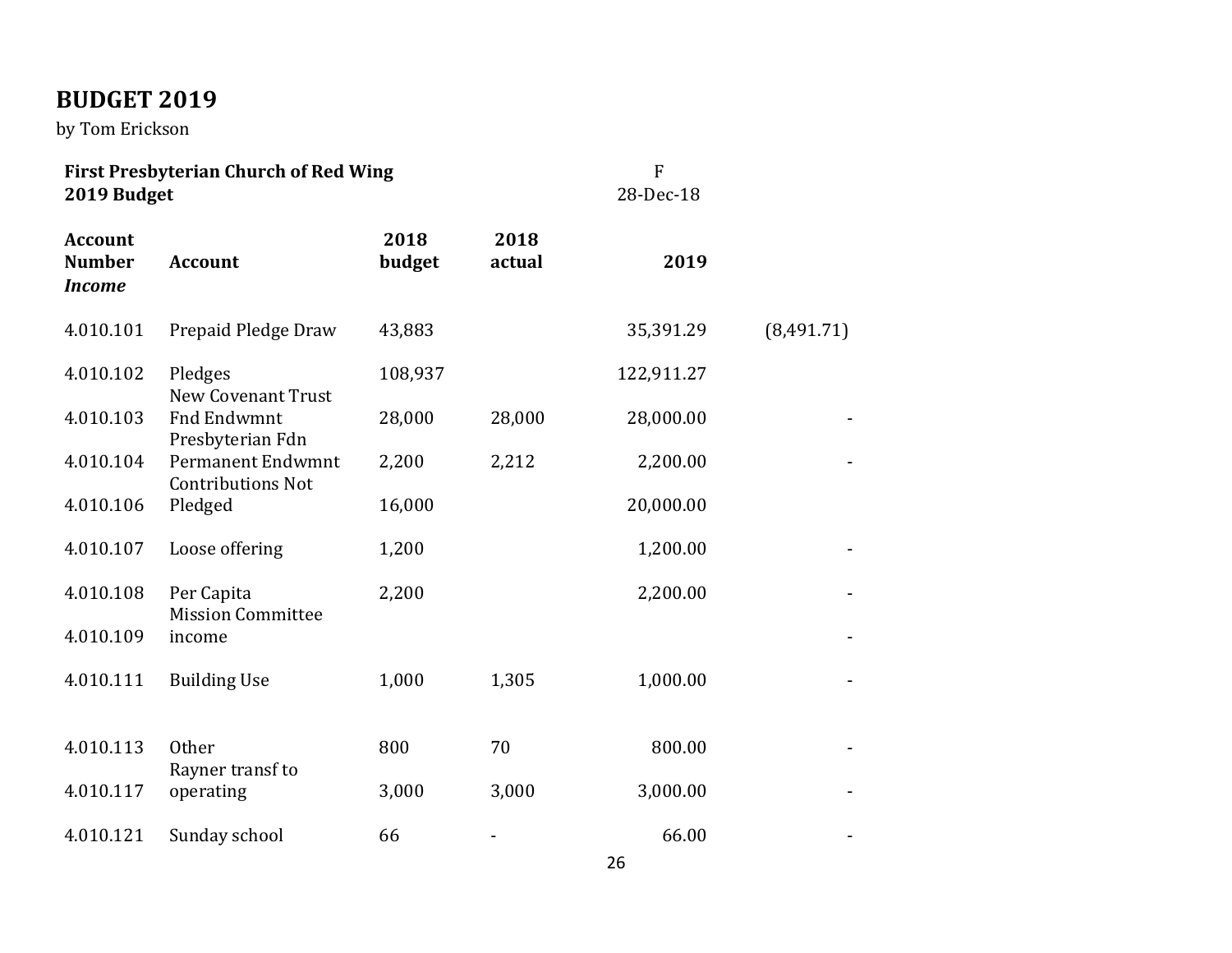# BUDGET 2019

by Tom Erickson

| **First Presbyterian Church of Red Wing** | | | | F | |
|---|---|---|---|---|---|
| **2019 Budget** | | | | 28-Dec-18 | |
| **Account Number** *Income* | **Account** | **2018 budget** | **2018 actual** | **2019** | |
| 4.010.101 | Prepaid Pledge Draw | 43,883 | | 35,391.29 | (8,491.71) |
| 4.010.102 | Pledges | 108,937 | | 122,911.27 | |
| 4.010.103 | New Covenant Trust Fnd Endwmnt | 28,000 | 28,000 | 28,000.00 | - |
| 4.010.104 | Presbyterian Fdn Permanent Endwmnt | 2,200 | 2,212 | 2,200.00 | - |
| 4.010.106 | Contributions Not Pledged | 16,000 | | 20,000.00 | |
| 4.010.107 | Loose offering | 1,200 | | 1,200.00 | - |
| 4.010.108 | Per Capita | 2,200 | | 2,200.00 | - |
| 4.010.109 | Mission Committee income | | | | - |
| 4.010.111 | Building Use | 1,000 | 1,305 | 1,000.00 | - |
| 4.010.113 | Other | 800 | 70 | 800.00 | - |
| 4.010.117 | Rayner transf to operating | 3,000 | 3,000 | 3,000.00 | - |
| 4.010.121 | Sunday school | 66 | - | 66.00 | - |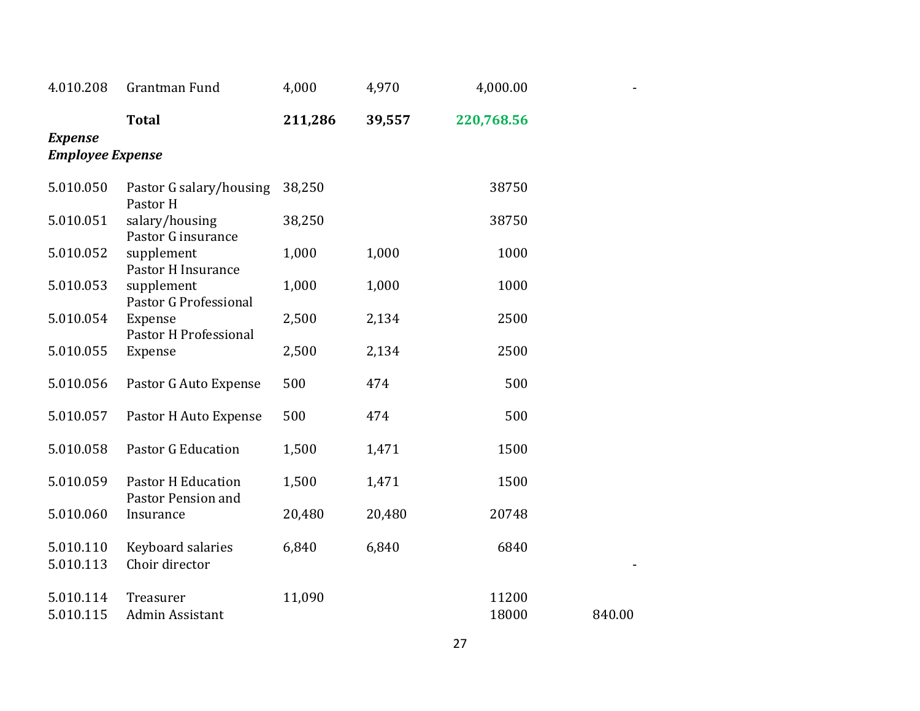| | | | | | |
|---|---|---|---|---|---|
| 4.010.208 | Grantman Fund | 4,000 | 4,970 | 4,000.00 | - |
| | **Total** | **211,286** | **39,557** | **220,768.56** | |

***Expense***

***Employee Expense***

| | | | | | |
|---|---|---|---|---|---|
| 5.010.050 | Pastor G salary/housing | 38,250 | | 38750 | |
| 5.010.051 | Pastor H salary/housing | 38,250 | | 38750 | |
| 5.010.052 | Pastor G insurance supplement | 1,000 | 1,000 | 1000 | |
| 5.010.053 | Pastor H Insurance supplement | 1,000 | 1,000 | 1000 | |
| 5.010.054 | Pastor G Professional Expense | 2,500 | 2,134 | 2500 | |
| 5.010.055 | Pastor H Professional Expense | 2,500 | 2,134 | 2500 | |
| 5.010.056 | Pastor G Auto Expense | 500 | 474 | 500 | |
| 5.010.057 | Pastor H Auto Expense | 500 | 474 | 500 | |
| 5.010.058 | Pastor G Education | 1,500 | 1,471 | 1500 | |
| 5.010.059 | Pastor H Education | 1,500 | 1,471 | 1500 | |
| 5.010.060 | Pastor Pension and Insurance | 20,480 | 20,480 | 20748 | |
| 5.010.110 | Keyboard salaries | 6,840 | 6,840 | 6840 | |
| 5.010.113 | Choir director | | | | - |
| 5.010.114 | Treasurer | 11,090 | | 11200 | |
| 5.010.115 | Admin Assistant | | | 18000 | 840.00 |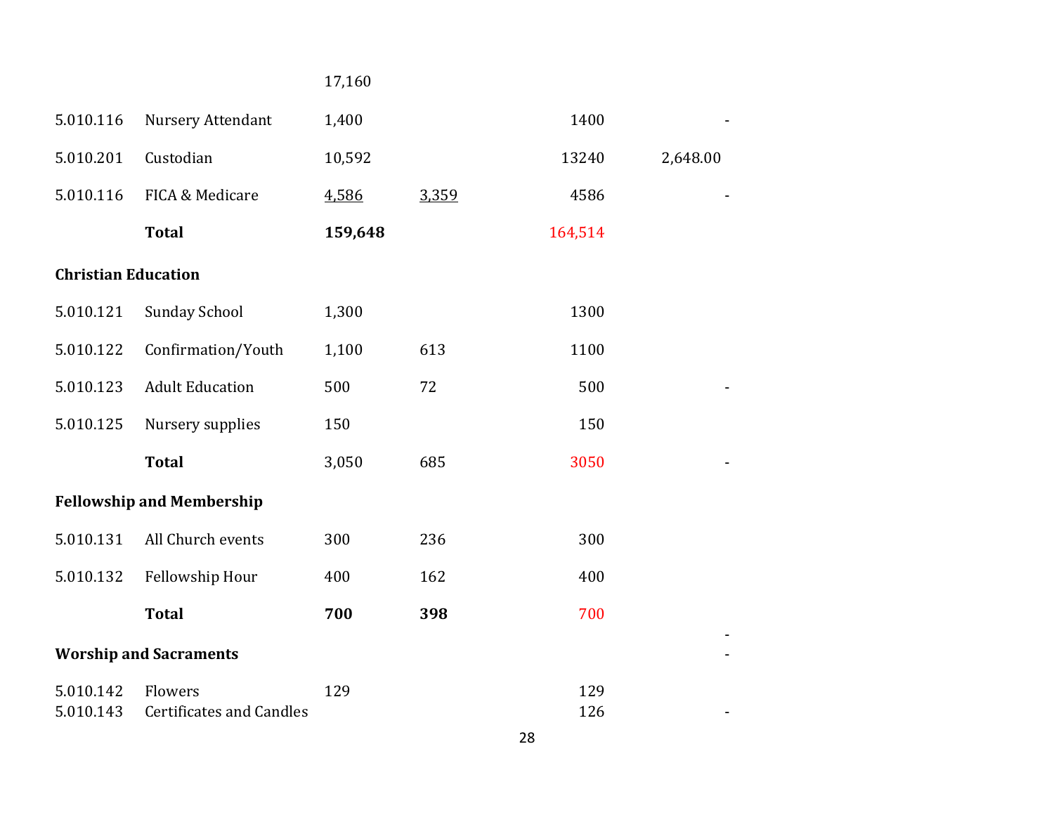| | | | | | |
|---|---|---|---|---|---|
| | | 17,160 | | | |
| 5.010.116 | Nursery Attendant | 1,400 | | 1400 | - |
| 5.010.201 | Custodian | 10,592 | | 13240 | 2,648.00 |
| 5.010.116 | FICA & Medicare | 4,586 | 3,359 | 4586 | - |
| | **Total** | **159,648** | | 164,514 | |
| **Christian Education** | | | | | |
| 5.010.121 | Sunday School | 1,300 | | 1300 | |
| 5.010.122 | Confirmation/Youth | 1,100 | 613 | 1100 | |
| 5.010.123 | Adult Education | 500 | 72 | 500 | - |
| 5.010.125 | Nursery supplies | 150 | | 150 | |
| | **Total** | 3,050 | 685 | 3050 | - |
| **Fellowship and Membership** | | | | | |
| 5.010.131 | All Church events | 300 | 236 | 300 | |
| 5.010.132 | Fellowship Hour | 400 | 162 | 400 | |
| | **Total** | **700** | **398** | 700 | - |
| **Worship and Sacraments** | | | | | - |
| 5.010.142 | Flowers | 129 | | 129 | |
| 5.010.143 | Certificates and Candles | | | 126 | - |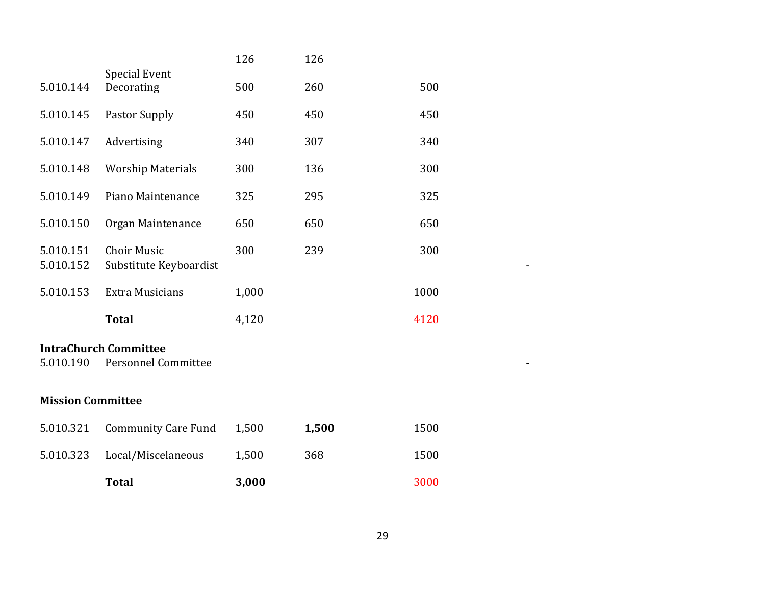| | | | | | |
|---|---|---|---|---|---|
| | | 126 | 126 | | |
| 5.010.144 | Special Event Decorating | 500 | 260 | 500 | |
| 5.010.145 | Pastor Supply | 450 | 450 | 450 | |
| 5.010.147 | Advertising | 340 | 307 | 340 | |
| 5.010.148 | Worship Materials | 300 | 136 | 300 | |
| 5.010.149 | Piano Maintenance | 325 | 295 | 325 | |
| 5.010.150 | Organ Maintenance | 650 | 650 | 650 | |
| 5.010.151 | Choir Music | 300 | 239 | 300 | |
| 5.010.152 | Substitute Keyboardist | | | | - |
| 5.010.153 | Extra Musicians | 1,000 | | 1000 | |
| | **Total** | 4,120 | | 4120 | |

**IntraChurch Committee**

| | | | | | |
|---|---|---|---|---|---|
| 5.010.190 | Personnel Committee | | | | - |

**Mission Committee**

| | | | | |
|---|---|---|---|---|
| 5.010.321 | Community Care Fund | 1,500 | **1,500** | 1500 |
| 5.010.323 | Local/Miscelaneous | 1,500 | 368 | 1500 |
| | **Total** | **3,000** | | 3000 |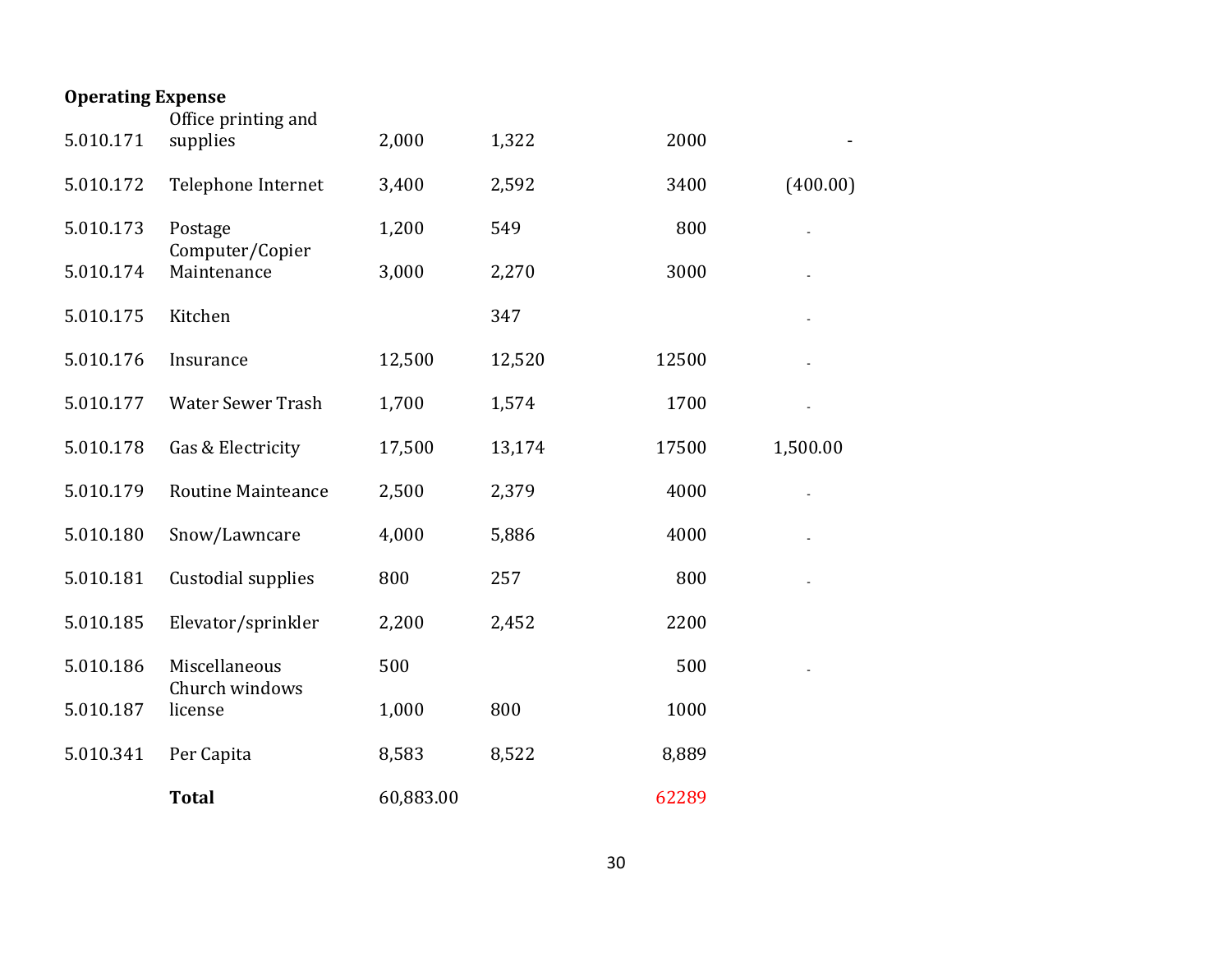**Operating Expense**

| | | | | | |
|---|---|---|---|---|---|
| 5.010.171 | Office printing and supplies | 2,000 | 1,322 | 2000 | - |
| 5.010.172 | Telephone Internet | 3,400 | 2,592 | 3400 | (400.00) |
| 5.010.173 | Postage | 1,200 | 549 | 800 | - |
| 5.010.174 | Computer/Copier Maintenance | 3,000 | 2,270 | 3000 | - |
| 5.010.175 | Kitchen | | 347 | | - |
| 5.010.176 | Insurance | 12,500 | 12,520 | 12500 | - |
| 5.010.177 | Water Sewer Trash | 1,700 | 1,574 | 1700 | - |
| 5.010.178 | Gas & Electricity | 17,500 | 13,174 | 17500 | 1,500.00 |
| 5.010.179 | Routine Mainteance | 2,500 | 2,379 | 4000 | - |
| 5.010.180 | Snow/Lawncare | 4,000 | 5,886 | 4000 | - |
| 5.010.181 | Custodial supplies | 800 | 257 | 800 | - |
| 5.010.185 | Elevator/sprinkler | 2,200 | 2,452 | 2200 | |
| 5.010.186 | Miscellaneous | 500 | | 500 | - |
| 5.010.187 | Church windows license | 1,000 | 800 | 1000 | |
| 5.010.341 | Per Capita | 8,583 | 8,522 | 8,889 | |
| | **Total** | 60,883.00 | | 62289 | |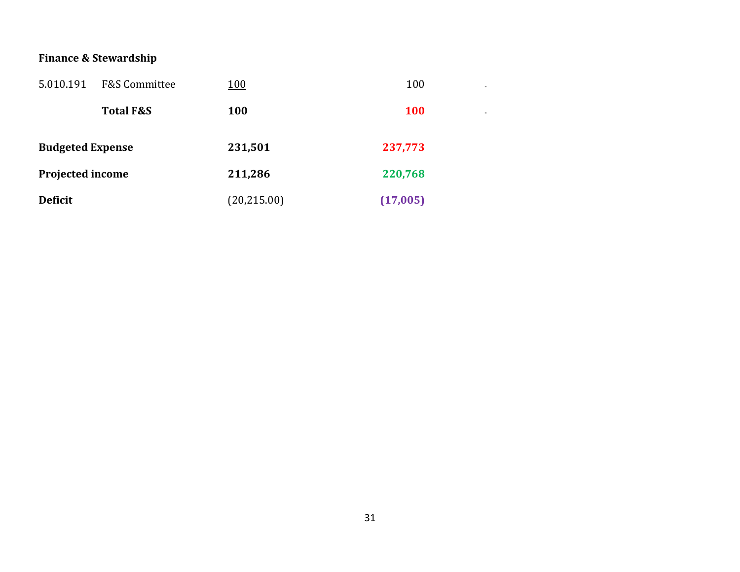**Finance & Stewardship**

| | | | | |
|---|---|---|---|---|
| 5.010.191 | F&S Committee | 100 | 100 | - |
| | **Total F&S** | **100** | **100** | - |
| **Budgeted Expense** | | **231,501** | **237,773** | |
| **Projected income** | | **211,286** | **220,768** | |
| **Deficit** | | (20,215.00) | **(17,005)** | |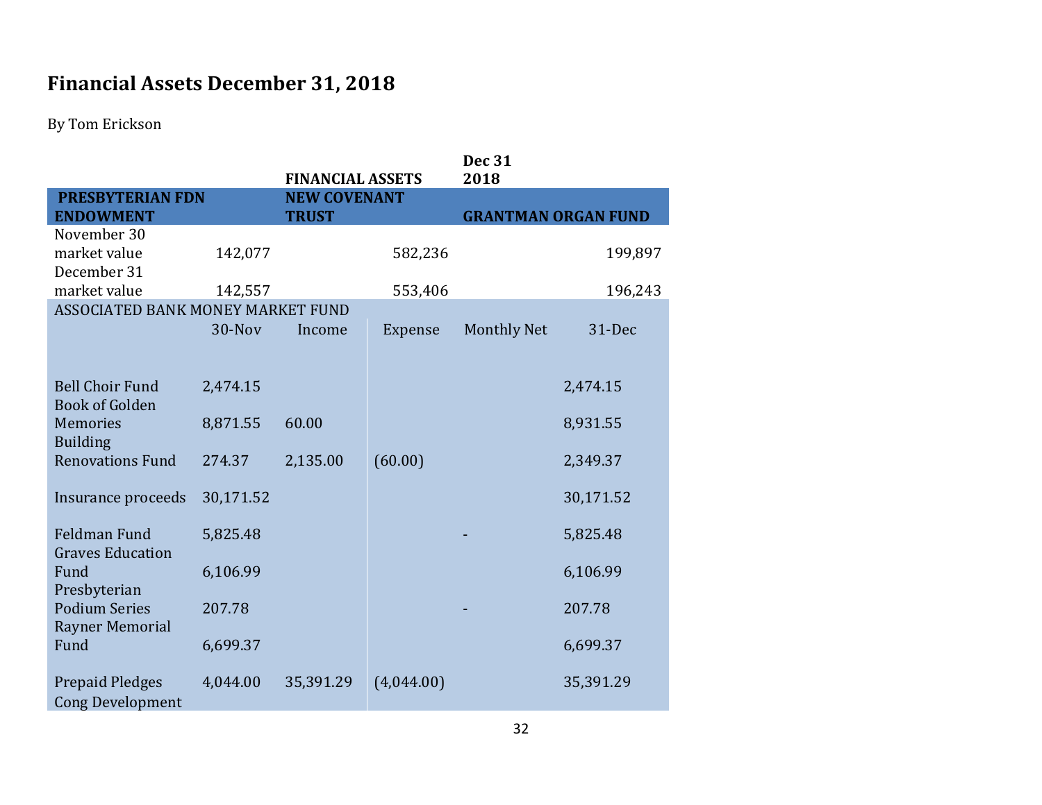# Financial Assets December 31, 2018

By Tom Erickson

| | | FINANCIAL ASSETS | | Dec 31 2018 |
|---|---|---|---|---|
| **PRESBYTERIAN FDN ENDOWMENT** | | **NEW COVENANT TRUST** | | **GRANTMAN ORGAN FUND** |
| November 30 market value | 142,077 | | 582,236 | 199,897 |
| December 31 market value | 142,557 | | 553,406 | 196,243 |

| ASSOCIATED BANK MONEY MARKET FUND | | | | | |
|---|---|---|---|---|---|
| | 30-Nov | Income | Expense | Monthly Net | 31-Dec |
| Bell Choir Fund | 2,474.15 | | | | 2,474.15 |
| Book of Golden Memories | 8,871.55 | 60.00 | | | 8,931.55 |
| Building Renovations Fund | 274.37 | 2,135.00 | (60.00) | | 2,349.37 |
| Insurance proceeds | 30,171.52 | | | | 30,171.52 |
| Feldman Fund | 5,825.48 | | | - | 5,825.48 |
| Graves Education Fund | 6,106.99 | | | | 6,106.99 |
| Presbyterian Podium Series | 207.78 | | | - | 207.78 |
| Rayner Memorial Fund | 6,699.37 | | | | 6,699.37 |
| Prepaid Pledges | 4,044.00 | 35,391.29 | (4,044.00) | | 35,391.29 |
| Cong Development | | | | | |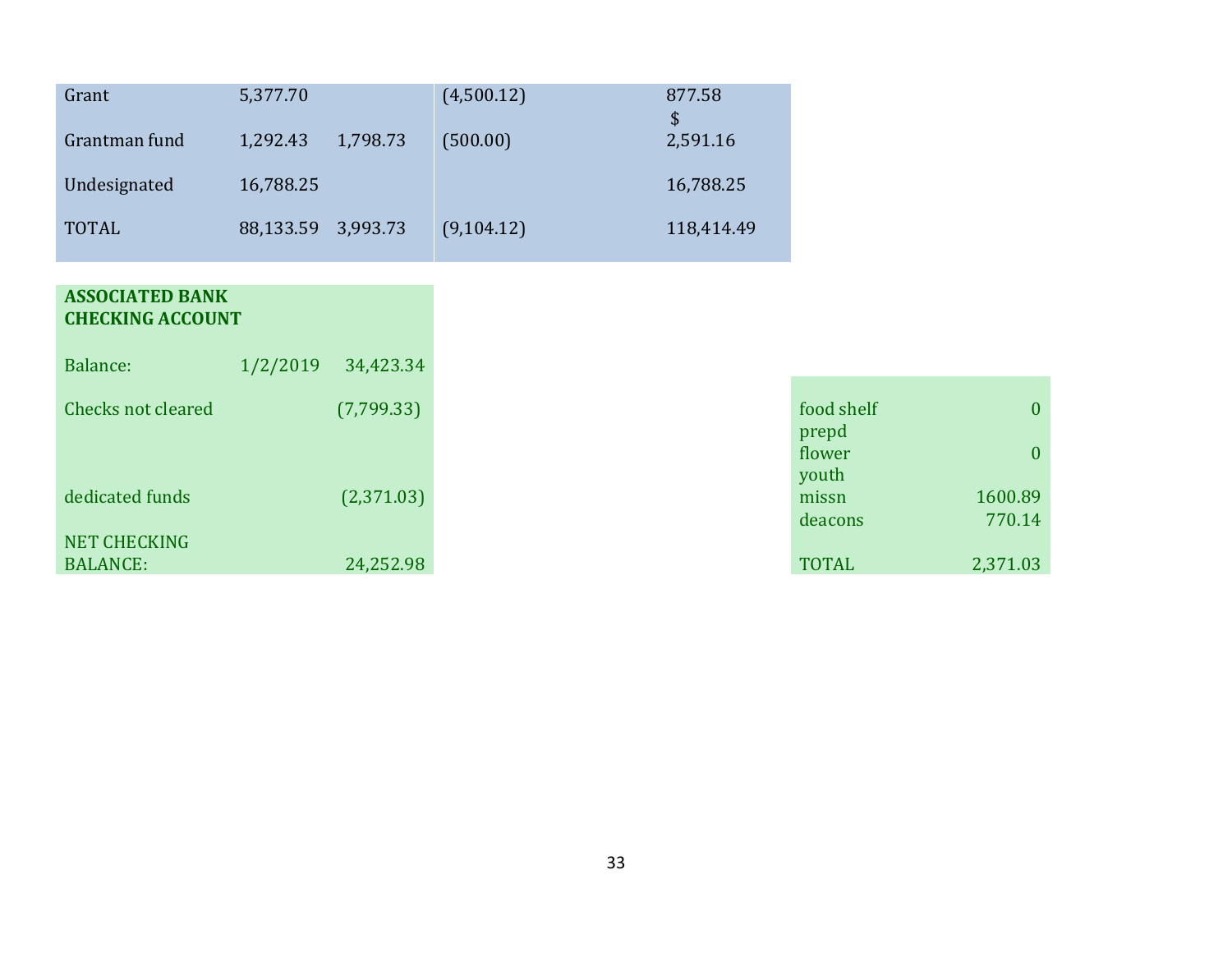| | | | | |
|---|---|---|---|---|
| Grant | 5,377.70 | | (4,500.12) | 877.58 |
| Grantman fund | 1,292.43 | 1,798.73 | (500.00) | $ 2,591.16 |
| Undesignated | 16,788.25 | | | 16,788.25 |
| TOTAL | 88,133.59 | 3,993.73 | (9,104.12) | 118,414.49 |

**ASSOCIATED BANK CHECKING ACCOUNT**

| | | |
|---|---|---|
| Balance: | 1/2/2019 | 34,423.34 |
| Checks not cleared | | (7,799.33) |
| dedicated funds | | (2,371.03) |
| NET CHECKING BALANCE: | | 24,252.98 |

| | |
|---|---|
| food shelf | 0 |
| prepd flower | 0 |
| youth missn | 1600.89 |
| deacons | 770.14 |
| TOTAL | 2,371.03 |